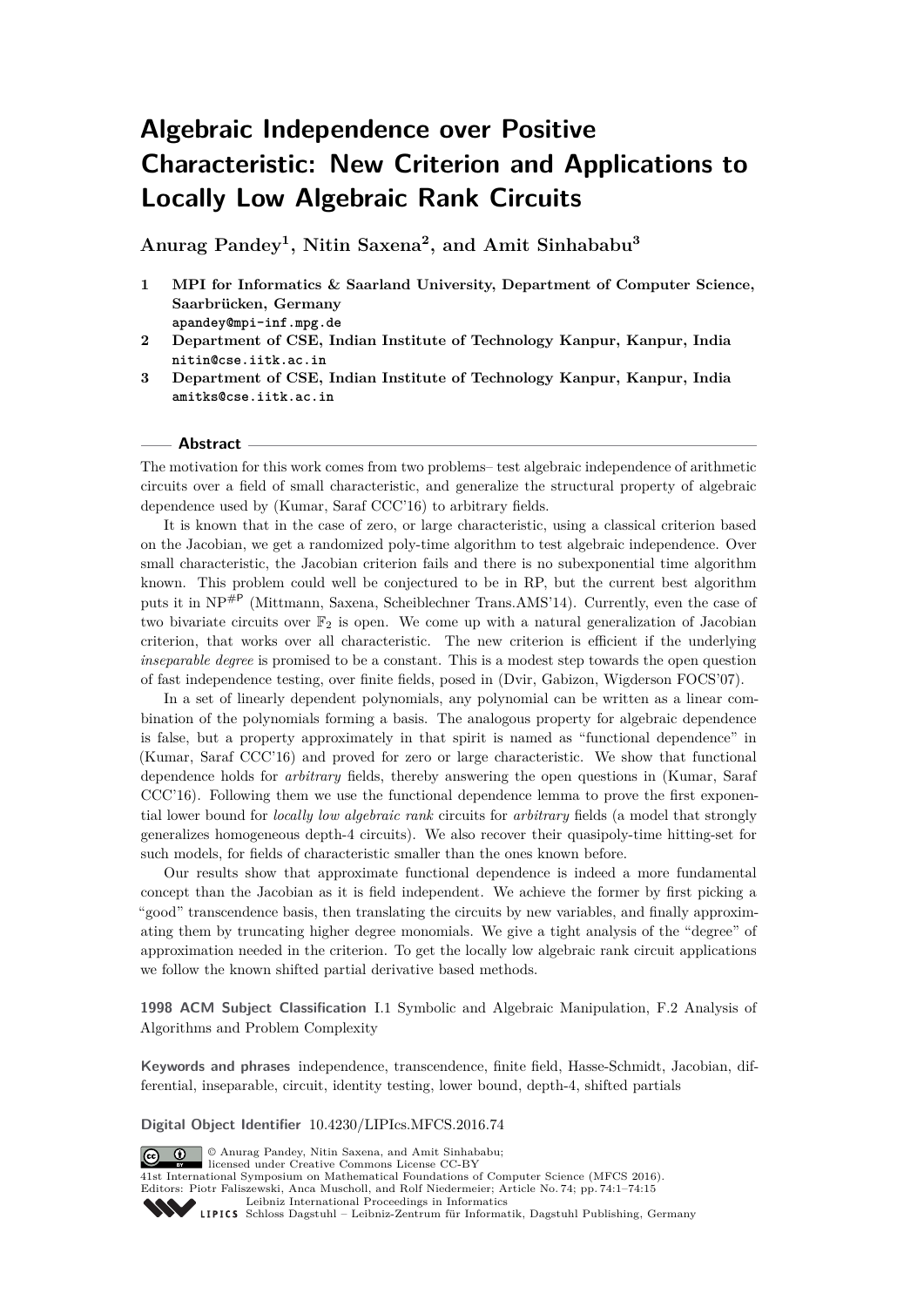# Algebraic Independence over Positive Characteristic: New Criterion and Applications to Locally Low Algebraic Rank Circuits

**Anurag Pandey[1], Nitin Saxena[2], and Amit Sinhababu[3]**

1 **MPI for Informatics & Saarland University, Department of Computer Science, Saarbrücken, Germany**
apandey@mpi-inf.mpg.de

2 **Department of CSE, Indian Institute of Technology Kanpur, Kanpur, India**
nitin@cse.iitk.ac.in

3 **Department of CSE, Indian Institute of Technology Kanpur, Kanpur, India**
amitks@cse.iitk.ac.in

## Abstract

The motivation for this work comes from two problems– test algebraic independence of arithmetic circuits over a field of small characteristic, and generalize the structural property of algebraic dependence used by (Kumar, Saraf CCC'16) to arbitrary fields.

It is known that in the case of zero, or large characteristic, using a classical criterion based on the Jacobian, we get a randomized poly-time algorithm to test algebraic independence. Over small characteristic, the Jacobian criterion fails and there is no subexponential time algorithm known. This problem could well be conjectured to be in RP, but the current best algorithm puts it in $\mathrm{NP}^{\#\mathrm{P}}$ (Mittmann, Saxena, Scheiblechner Trans.AMS'14). Currently, even the case of two bivariate circuits over $\mathbb{F}_2$ is open. We come up with a natural generalization of Jacobian criterion, that works over all characteristic. The new criterion is efficient if the underlying *inseparable degree* is promised to be a constant. This is a modest step towards the open question of fast independence testing, over finite fields, posed in (Dvir, Gabizon, Wigderson FOCS'07).

In a set of linearly dependent polynomials, any polynomial can be written as a linear combination of the polynomials forming a basis. The analogous property for algebraic dependence is false, but a property approximately in that spirit is named as "functional dependence" in (Kumar, Saraf CCC'16) and proved for zero or large characteristic. We show that functional dependence holds for *arbitrary* fields, thereby answering the open questions in (Kumar, Saraf CCC'16). Following them we use the functional dependence lemma to prove the first exponential lower bound for *locally low algebraic rank* circuits for *arbitrary* fields (a model that strongly generalizes homogeneous depth-4 circuits). We also recover their quasipoly-time hitting-set for such models, for fields of characteristic smaller than the ones known before.

Our results show that approximate functional dependence is indeed a more fundamental concept than the Jacobian as it is field independent. We achieve the former by first picking a "good" transcendence basis, then translating the circuits by new variables, and finally approximating them by truncating higher degree monomials. We give a tight analysis of the "degree" of approximation needed in the criterion. To get the locally low algebraic rank circuit applications we follow the known shifted partial derivative based methods.

**1998 ACM Subject Classification** I.1 Symbolic and Algebraic Manipulation, F.2 Analysis of Algorithms and Problem Complexity

**Keywords and phrases** independence, transcendence, finite field, Hasse-Schmidt, Jacobian, differential, inseparable, circuit, identity testing, lower bound, depth-4, shifted partials

**Digital Object Identifier** 10.4230/LIPIcs.MFCS.2016.74

© Anurag Pandey, Nitin Saxena, and Amit Sinhababu;
licensed under Creative Commons License CC-BY
41st International Symposium on Mathematical Foundations of Computer Science (MFCS 2016).
Editors: Piotr Faliszewski, Anca Muscholl, and Rolf Niedermeier; Article No. 74; pp. 74:1–74:15
Leibniz International Proceedings in Informatics
Schloss Dagstuhl – Leibniz-Zentrum für Informatik, Dagstuhl Publishing, Germany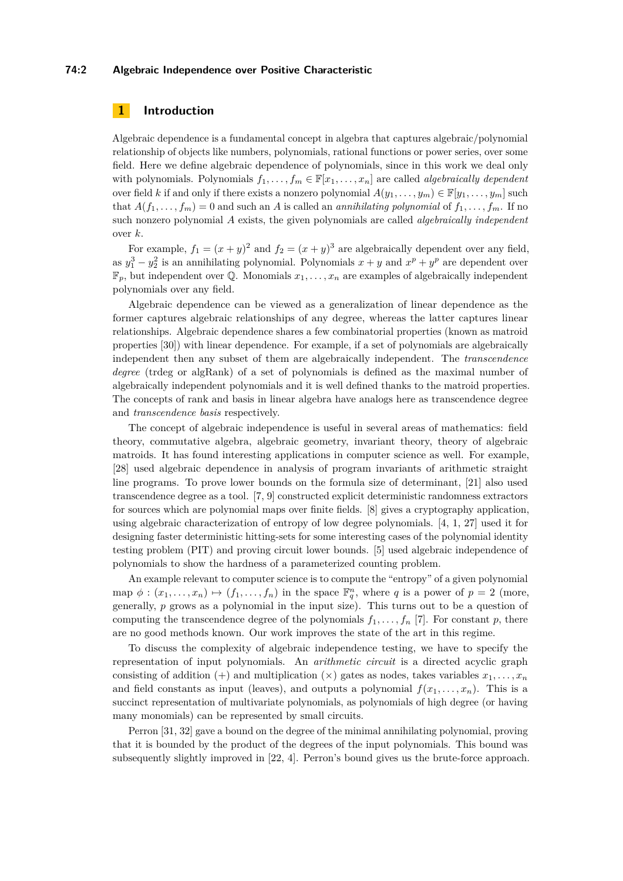## 1 Introduction

Algebraic dependence is a fundamental concept in algebra that captures algebraic/polynomial relationship of objects like numbers, polynomials, rational functions or power series, over some field. Here we define algebraic dependence of polynomials, since in this work we deal only with polynomials. Polynomials $f_1, \ldots, f_m \in \mathbb{F}[x_1, \ldots, x_n]$ are called *algebraically dependent* over field $k$ if and only if there exists a nonzero polynomial $A(y_1, \ldots, y_m) \in \mathbb{F}[y_1, \ldots, y_m]$ such that $A(f_1, \ldots, f_m) = 0$ and such an $A$ is called an *annihilating polynomial* of $f_1, \ldots, f_m$. If no such nonzero polynomial $A$ exists, the given polynomials are called *algebraically independent* over $k$.

For example, $f_1 = (x + y)^2$ and $f_2 = (x + y)^3$ are algebraically dependent over any field, as $y_1^3 - y_2^2$ is an annihilating polynomial. Polynomials $x + y$ and $x^p + y^p$ are dependent over $\mathbb{F}_p$, but independent over $\mathbb{Q}$. Monomials $x_1, \ldots, x_n$ are examples of algebraically independent polynomials over any field.

Algebraic dependence can be viewed as a generalization of linear dependence as the former captures algebraic relationships of any degree, whereas the latter captures linear relationships. Algebraic dependence shares a few combinatorial properties (known as matroid properties [30]) with linear dependence. For example, if a set of polynomials are algebraically independent then any subset of them are algebraically independent. The *transcendence degree* (trdeg or algRank) of a set of polynomials is defined as the maximal number of algebraically independent polynomials and it is well defined thanks to the matroid properties. The concepts of rank and basis in linear algebra have analogs here as transcendence degree and *transcendence basis* respectively.

The concept of algebraic independence is useful in several areas of mathematics: field theory, commutative algebra, algebraic geometry, invariant theory, theory of algebraic matroids. It has found interesting applications in computer science as well. For example, [28] used algebraic dependence in analysis of program invariants of arithmetic straight line programs. To prove lower bounds on the formula size of determinant, [21] also used transcendence degree as a tool. [7, 9] constructed explicit deterministic randomness extractors for sources which are polynomial maps over finite fields. [8] gives a cryptography application, using algebraic characterization of entropy of low degree polynomials. [4, 1, 27] used it for designing faster deterministic hitting-sets for some interesting cases of the polynomial identity testing problem (PIT) and proving circuit lower bounds. [5] used algebraic independence of polynomials to show the hardness of a parameterized counting problem.

An example relevant to computer science is to compute the "entropy" of a given polynomial map $\phi : (x_1, \ldots, x_n) \mapsto (f_1, \ldots, f_n)$ in the space $\mathbb{F}_q^n$, where $q$ is a power of $p = 2$ (more, generally, $p$ grows as a polynomial in the input size). This turns out to be a question of computing the transcendence degree of the polynomials $f_1, \ldots, f_n$ [7]. For constant $p$, there are no good methods known. Our work improves the state of the art in this regime.

To discuss the complexity of algebraic independence testing, we have to specify the representation of input polynomials. An *arithmetic circuit* is a directed acyclic graph consisting of addition $(+)$ and multiplication $(\times)$ gates as nodes, takes variables $x_1, \ldots, x_n$ and field constants as input (leaves), and outputs a polynomial $f(x_1, \ldots, x_n)$. This is a succinct representation of multivariate polynomials, as polynomials of high degree (or having many monomials) can be represented by small circuits.

Perron [31, 32] gave a bound on the degree of the minimal annihilating polynomial, proving that it is bounded by the product of the degrees of the input polynomials. This bound was subsequently slightly improved in [22, 4]. Perron's bound gives us the brute-force approach.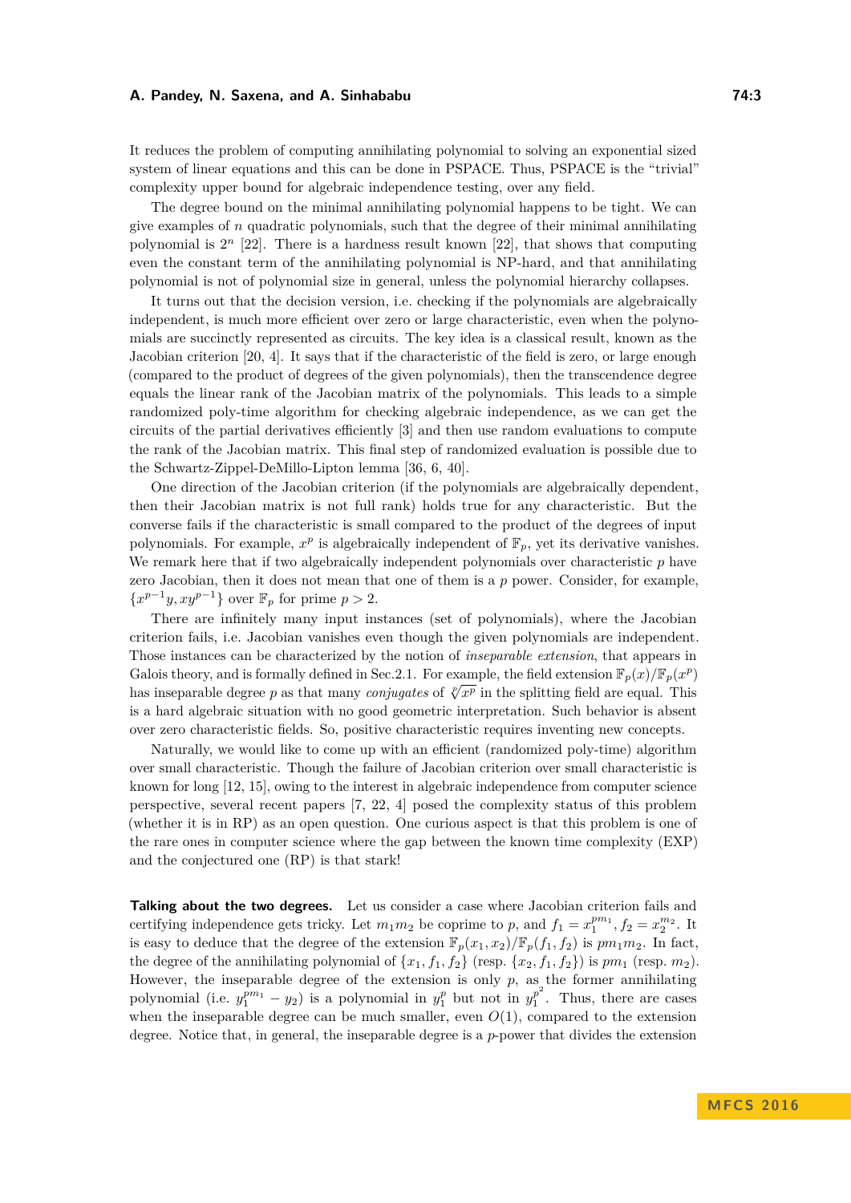It reduces the problem of computing annihilating polynomial to solving an exponential sized system of linear equations and this can be done in PSPACE. Thus, PSPACE is the "trivial" complexity upper bound for algebraic independence testing, over any field.

The degree bound on the minimal annihilating polynomial happens to be tight. We can give examples of $n$ quadratic polynomials, such that the degree of their minimal annihilating polynomial is $2^n$ [22]. There is a hardness result known [22], that shows that computing even the constant term of the annihilating polynomial is NP-hard, and that annihilating polynomial is not of polynomial size in general, unless the polynomial hierarchy collapses.

It turns out that the decision version, i.e. checking if the polynomials are algebraically independent, is much more efficient over zero or large characteristic, even when the polynomials are succinctly represented as circuits. The key idea is a classical result, known as the Jacobian criterion [20, 4]. It says that if the characteristic of the field is zero, or large enough (compared to the product of degrees of the given polynomials), then the transcendence degree equals the linear rank of the Jacobian matrix of the polynomials. This leads to a simple randomized poly-time algorithm for checking algebraic independence, as we can get the circuits of the partial derivatives efficiently [3] and then use random evaluations to compute the rank of the Jacobian matrix. This final step of randomized evaluation is possible due to the Schwartz-Zippel-DeMillo-Lipton lemma [36, 6, 40].

One direction of the Jacobian criterion (if the polynomials are algebraically dependent, then their Jacobian matrix is not full rank) holds true for any characteristic. But the converse fails if the characteristic is small compared to the product of the degrees of input polynomials. For example, $x^p$ is algebraically independent of $\mathbb{F}_p$, yet its derivative vanishes. We remark here that if two algebraically independent polynomials over characteristic $p$ have zero Jacobian, then it does not mean that one of them is a $p$ power. Consider, for example, $\{x^{p-1}y, xy^{p-1}\}$ over $\mathbb{F}_p$ for prime $p > 2$.

There are infinitely many input instances (set of polynomials), where the Jacobian criterion fails, i.e. Jacobian vanishes even though the given polynomials are independent. Those instances can be characterized by the notion of *inseparable extension*, that appears in Galois theory, and is formally defined in Sec.2.1. For example, the field extension $\mathbb{F}_p(x)/\mathbb{F}_p(x^p)$ has inseparable degree $p$ as that many *conjugates* of $\sqrt[p]{x^p}$ in the splitting field are equal. This is a hard algebraic situation with no good geometric interpretation. Such behavior is absent over zero characteristic fields. So, positive characteristic requires inventing new concepts.

Naturally, we would like to come up with an efficient (randomized poly-time) algorithm over small characteristic. Though the failure of Jacobian criterion over small characteristic is known for long [12, 15], owing to the interest in algebraic independence from computer science perspective, several recent papers [7, 22, 4] posed the complexity status of this problem (whether it is in RP) as an open question. One curious aspect is that this problem is one of the rare ones in computer science where the gap between the known time complexity (EXP) and the conjectured one (RP) is that stark!

**Talking about the two degrees.** Let us consider a case where Jacobian criterion fails and certifying independence gets tricky. Let $m_1 m_2$ be coprime to $p$, and $f_1 = x_1^{pm_1}, f_2 = x_2^{m_2}$. It is easy to deduce that the degree of the extension $\mathbb{F}_p(x_1, x_2)/\mathbb{F}_p(f_1, f_2)$ is $pm_1 m_2$. In fact, the degree of the annihilating polynomial of $\{x_1, f_1, f_2\}$ (resp. $\{x_2, f_1, f_2\}$) is $pm_1$ (resp. $m_2$). However, the inseparable degree of the extension is only $p$, as the former annihilating polynomial (i.e. $y_1^{pm_1} - y_2$) is a polynomial in $y_1^p$ but not in $y_1^{p^2}$. Thus, there are cases when the inseparable degree can be much smaller, even $O(1)$, compared to the extension degree. Notice that, in general, the inseparable degree is a $p$-power that divides the extension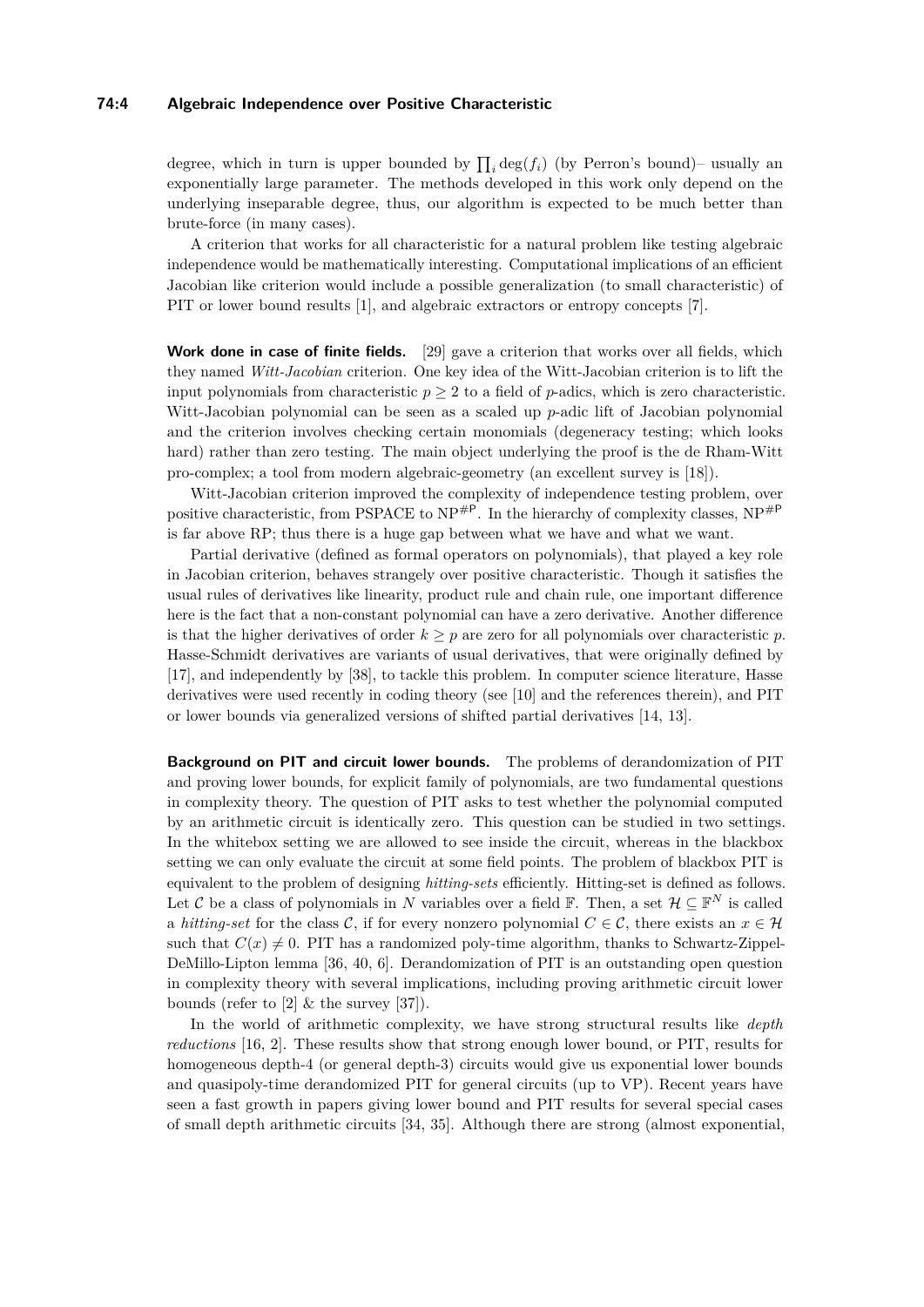degree, which in turn is upper bounded by $\prod_i \deg(f_i)$ (by Perron's bound)– usually an exponentially large parameter. The methods developed in this work only depend on the underlying inseparable degree, thus, our algorithm is expected to be much better than brute-force (in many cases).

A criterion that works for all characteristic for a natural problem like testing algebraic independence would be mathematically interesting. Computational implications of an efficient Jacobian like criterion would include a possible generalization (to small characteristic) of PIT or lower bound results [1], and algebraic extractors or entropy concepts [7].

**Work done in case of finite fields.** [29] gave a criterion that works over all fields, which they named *Witt-Jacobian* criterion. One key idea of the Witt-Jacobian criterion is to lift the input polynomials from characteristic $p \geq 2$ to a field of $p$-adics, which is zero characteristic. Witt-Jacobian polynomial can be seen as a scaled up $p$-adic lift of Jacobian polynomial and the criterion involves checking certain monomials (degeneracy testing; which looks hard) rather than zero testing. The main object underlying the proof is the de Rham-Witt pro-complex; a tool from modern algebraic-geometry (an excellent survey is [18]).

Witt-Jacobian criterion improved the complexity of independence testing problem, over positive characteristic, from PSPACE to $\mathrm{NP}^{\#\mathsf{P}}$. In the hierarchy of complexity classes, $\mathrm{NP}^{\#\mathsf{P}}$ is far above RP; thus there is a huge gap between what we have and what we want.

Partial derivative (defined as formal operators on polynomials), that played a key role in Jacobian criterion, behaves strangely over positive characteristic. Though it satisfies the usual rules of derivatives like linearity, product rule and chain rule, one important difference here is the fact that a non-constant polynomial can have a zero derivative. Another difference is that the higher derivatives of order $k \geq p$ are zero for all polynomials over characteristic $p$. Hasse-Schmidt derivatives are variants of usual derivatives, that were originally defined by [17], and independently by [38], to tackle this problem. In computer science literature, Hasse derivatives were used recently in coding theory (see [10] and the references therein), and PIT or lower bounds via generalized versions of shifted partial derivatives [14, 13].

**Background on PIT and circuit lower bounds.** The problems of derandomization of PIT and proving lower bounds, for explicit family of polynomials, are two fundamental questions in complexity theory. The question of PIT asks to test whether the polynomial computed by an arithmetic circuit is identically zero. This question can be studied in two settings. In the whitebox setting we are allowed to see inside the circuit, whereas in the blackbox setting we can only evaluate the circuit at some field points. The problem of blackbox PIT is equivalent to the problem of designing *hitting-sets* efficiently. Hitting-set is defined as follows. Let $\mathcal{C}$ be a class of polynomials in $N$ variables over a field $\mathbb{F}$. Then, a set $\mathcal{H} \subseteq \mathbb{F}^N$ is called a *hitting-set* for the class $\mathcal{C}$, if for every nonzero polynomial $C \in \mathcal{C}$, there exists an $x \in \mathcal{H}$ such that $C(x) \neq 0$. PIT has a randomized poly-time algorithm, thanks to Schwartz-Zippel-DeMillo-Lipton lemma [36, 40, 6]. Derandomization of PIT is an outstanding open question in complexity theory with several implications, including proving arithmetic circuit lower bounds (refer to [2] & the survey [37]).

In the world of arithmetic complexity, we have strong structural results like *depth reductions* [16, 2]. These results show that strong enough lower bound, or PIT, results for homogeneous depth-4 (or general depth-3) circuits would give us exponential lower bounds and quasipoly-time derandomized PIT for general circuits (up to VP). Recent years have seen a fast growth in papers giving lower bound and PIT results for several special cases of small depth arithmetic circuits [34, 35]. Although there are strong (almost exponential,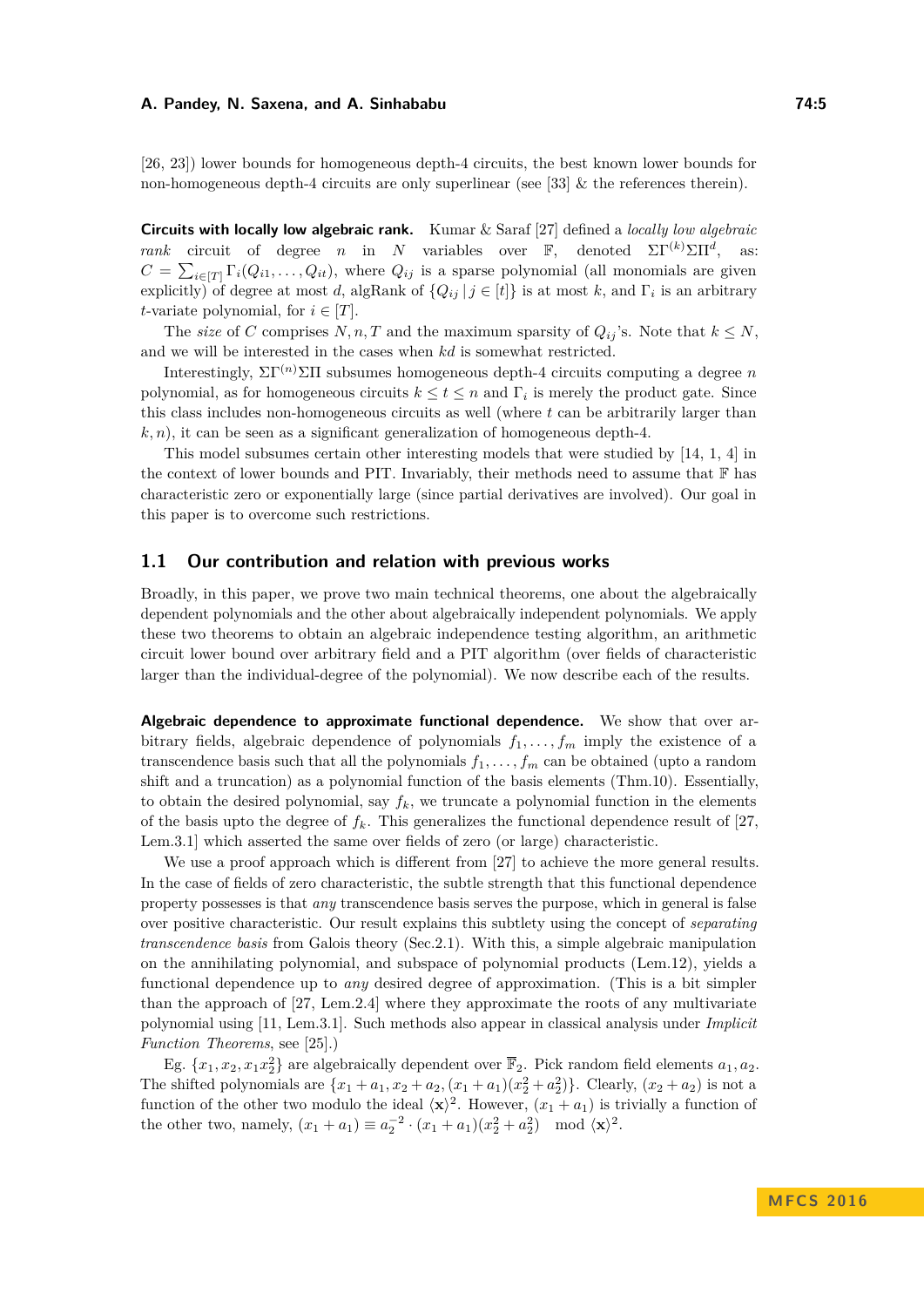[26, 23]) lower bounds for homogeneous depth-4 circuits, the best known lower bounds for non-homogeneous depth-4 circuits are only superlinear (see [33] & the references therein).

**Circuits with locally low algebraic rank.** Kumar & Saraf [27] defined a *locally low algebraic rank* circuit of degree $n$ in $N$ variables over $\mathbb{F}$, denoted $\Sigma\Gamma^{(k)}\Sigma\Pi^{d}$, as: $C = \sum_{i\in[T]} \Gamma_i(Q_{i1},\ldots,Q_{it})$, where $Q_{ij}$ is a sparse polynomial (all monomials are given explicitly) of degree at most $d$, algRank of $\{Q_{ij} \mid j \in [t]\}$ is at most $k$, and $\Gamma_i$ is an arbitrary $t$-variate polynomial, for $i \in [T]$.

The *size* of $C$ comprises $N, n, T$ and the maximum sparsity of $Q_{ij}$'s. Note that $k \leq N$, and we will be interested in the cases when $kd$ is somewhat restricted.

Interestingly, $\Sigma\Gamma^{(n)}\Sigma\Pi$ subsumes homogeneous depth-4 circuits computing a degree $n$ polynomial, as for homogeneous circuits $k \leq t \leq n$ and $\Gamma_i$ is merely the product gate. Since this class includes non-homogeneous circuits as well (where $t$ can be arbitrarily larger than $k, n$), it can be seen as a significant generalization of homogeneous depth-4.

This model subsumes certain other interesting models that were studied by [14, 1, 4] in the context of lower bounds and PIT. Invariably, their methods need to assume that $\mathbb{F}$ has characteristic zero or exponentially large (since partial derivatives are involved). Our goal in this paper is to overcome such restrictions.

## 1.1 Our contribution and relation with previous works

Broadly, in this paper, we prove two main technical theorems, one about the algebraically dependent polynomials and the other about algebraically independent polynomials. We apply these two theorems to obtain an algebraic independence testing algorithm, an arithmetic circuit lower bound over arbitrary field and a PIT algorithm (over fields of characteristic larger than the individual-degree of the polynomial). We now describe each of the results.

**Algebraic dependence to approximate functional dependence.** We show that over arbitrary fields, algebraic dependence of polynomials $f_1,\ldots,f_m$ imply the existence of a transcendence basis such that all the polynomials $f_1,\ldots,f_m$ can be obtained (upto a random shift and a truncation) as a polynomial function of the basis elements (Thm.10). Essentially, to obtain the desired polynomial, say $f_k$, we truncate a polynomial function in the elements of the basis upto the degree of $f_k$. This generalizes the functional dependence result of [27, Lem.3.1] which asserted the same over fields of zero (or large) characteristic.

We use a proof approach which is different from [27] to achieve the more general results. In the case of fields of zero characteristic, the subtle strength that this functional dependence property possesses is that *any* transcendence basis serves the purpose, which in general is false over positive characteristic. Our result explains this subtlety using the concept of *separating transcendence basis* from Galois theory (Sec.2.1). With this, a simple algebraic manipulation on the annihilating polynomial, and subspace of polynomial products (Lem.12), yields a functional dependence up to *any* desired degree of approximation. (This is a bit simpler than the approach of [27, Lem.2.4] where they approximate the roots of any multivariate polynomial using [11, Lem.3.1]. Such methods also appear in classical analysis under *Implicit Function Theorems*, see [25].)

Eg. $\{x_1, x_2, x_1x_2^2\}$ are algebraically dependent over $\overline{\mathbb{F}}_2$. Pick random field elements $a_1, a_2$. The shifted polynomials are $\{x_1 + a_1, x_2 + a_2, (x_1 + a_1)(x_2^2 + a_2^2)\}$. Clearly, $(x_2 + a_2)$ is not a function of the other two modulo the ideal $\langle \mathbf{x}\rangle^2$. However, $(x_1 + a_1)$ is trivially a function of the other two, namely, $(x_1 + a_1) \equiv a_2^{-2} \cdot (x_1 + a_1)(x_2^2 + a_2^2) \mod \langle \mathbf{x}\rangle^2$.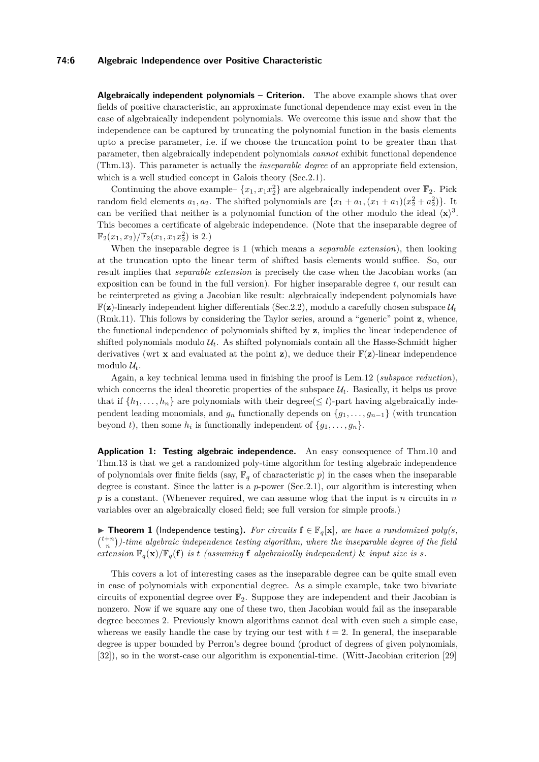**Algebraically independent polynomials – Criterion.** The above example shows that over fields of positive characteristic, an approximate functional dependence may exist even in the case of algebraically independent polynomials. We overcome this issue and show that the independence can be captured by truncating the polynomial function in the basis elements upto a precise parameter, i.e. if we choose the truncation point to be greater than that parameter, then algebraically independent polynomials *cannot* exhibit functional dependence (Thm.13). This parameter is actually the *inseparable degree* of an appropriate field extension, which is a well studied concept in Galois theory (Sec.2.1).

Continuing the above example– $\{x_1, x_1x_2^2\}$ are algebraically independent over $\overline{\mathbb{F}}_2$. Pick random field elements $a_1, a_2$. The shifted polynomials are $\{x_1 + a_1, (x_1 + a_1)(x_2^2 + a_2^2)\}$. It can be verified that neither is a polynomial function of the other modulo the ideal $\langle \mathbf{x} \rangle^3$. This becomes a certificate of algebraic independence. (Note that the inseparable degree of $\mathbb{F}_2(x_1, x_2)/\mathbb{F}_2(x_1, x_1x_2^2)$ is 2.)

When the inseparable degree is 1 (which means a *separable extension*), then looking at the truncation upto the linear term of shifted basis elements would suffice. So, our result implies that *separable extension* is precisely the case when the Jacobian works (an exposition can be found in the full version). For higher inseparable degree $t$, our result can be reinterpreted as giving a Jacobian like result: algebraically independent polynomials have $\mathbb{F}(\mathbf{z})$-linearly independent higher differentials (Sec.2.2), modulo a carefully chosen subspace $\mathcal{U}_t$ (Rmk.11). This follows by considering the Taylor series, around a "generic" point $\mathbf{z}$, whence, the functional independence of polynomials shifted by $\mathbf{z}$, implies the linear independence of shifted polynomials modulo $\mathcal{U}_t$. As shifted polynomials contain all the Hasse-Schmidt higher derivatives (wrt $\mathbf{x}$ and evaluated at the point $\mathbf{z}$), we deduce their $\mathbb{F}(\mathbf{z})$-linear independence modulo $\mathcal{U}_t$.

Again, a key technical lemma used in finishing the proof is Lem.12 (*subspace reduction*), which concerns the ideal theoretic properties of the subspace $\mathcal{U}_t$. Basically, it helps us prove that if $\{h_1, \ldots, h_n\}$ are polynomials with their degree($\leq t$)-part having algebraically independent leading monomials, and $g_n$ functionally depends on $\{g_1, \ldots, g_{n-1}\}$ (with truncation beyond $t$), then some $h_i$ is functionally independent of $\{g_1, \ldots, g_n\}$.

**Application 1: Testing algebraic independence.** An easy consequence of Thm.10 and Thm.13 is that we get a randomized poly-time algorithm for testing algebraic independence of polynomials over finite fields (say, $\mathbb{F}_q$ of characteristic $p$) in the cases when the inseparable degree is constant. Since the latter is a $p$-power (Sec.2.1), our algorithm is interesting when $p$ is a constant. (Whenever required, we can assume wlog that the input is $n$ circuits in $n$ variables over an algebraically closed field; see full version for simple proofs.)

▶ **Theorem 1** (Independence testing). *For circuits $\mathbf{f} \in \mathbb{F}_q[\mathbf{x}]$, we have a randomized poly(s, $\binom{t+n}{n}$)-time algebraic independence testing algorithm, where the inseparable degree of the field extension $\mathbb{F}_q(\mathbf{x})/\mathbb{F}_q(\mathbf{f})$ is $t$ (assuming $\mathbf{f}$ algebraically independent) & input size is $s$.*

This covers a lot of interesting cases as the inseparable degree can be quite small even in case of polynomials with exponential degree. As a simple example, take two bivariate circuits of exponential degree over $\mathbb{F}_2$. Suppose they are independent and their Jacobian is nonzero. Now if we square any one of these two, then Jacobian would fail as the inseparable degree becomes 2. Previously known algorithms cannot deal with even such a simple case, whereas we easily handle the case by trying our test with $t = 2$. In general, the inseparable degree is upper bounded by Perron's degree bound (product of degrees of given polynomials, [32]), so in the worst-case our algorithm is exponential-time. (Witt-Jacobian criterion [29]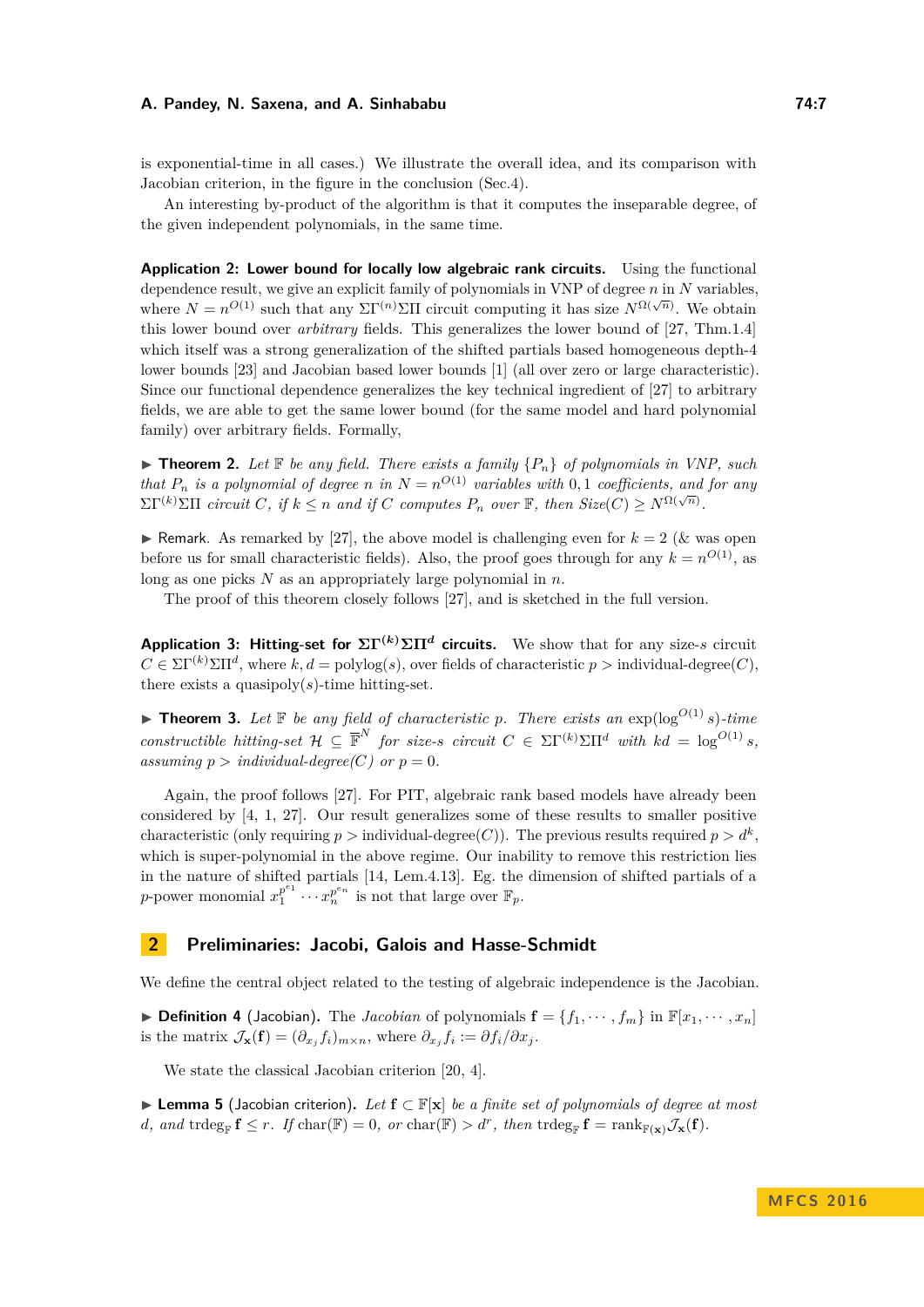is exponential-time in all cases.) We illustrate the overall idea, and its comparison with Jacobian criterion, in the figure in the conclusion (Sec.4).

An interesting by-product of the algorithm is that it computes the inseparable degree, of the given independent polynomials, in the same time.

**Application 2: Lower bound for locally low algebraic rank circuits.** Using the functional dependence result, we give an explicit family of polynomials in VNP of degree $n$ in $N$ variables, where $N = n^{O(1)}$ such that any $\Sigma\Gamma^{(n)}\Sigma\Pi$ circuit computing it has size $N^{\Omega(\sqrt{n})}$. We obtain this lower bound over *arbitrary* fields. This generalizes the lower bound of [27, Thm.1.4] which itself was a strong generalization of the shifted partials based homogeneous depth-4 lower bounds [23] and Jacobian based lower bounds [1] (all over zero or large characteristic). Since our functional dependence generalizes the key technical ingredient of [27] to arbitrary fields, we are able to get the same lower bound (for the same model and hard polynomial family) over arbitrary fields. Formally,

▶ **Theorem 2.** *Let $\mathbb{F}$ be any field. There exists a family $\{P_n\}$ of polynomials in VNP, such that $P_n$ is a polynomial of degree $n$ in $N = n^{O(1)}$ variables with $0, 1$ coefficients, and for any $\Sigma\Gamma^{(k)}\Sigma\Pi$ circuit $C$, if $k \leq n$ and if $C$ computes $P_n$ over $\mathbb{F}$, then Size$(C) \geq N^{\Omega(\sqrt{n})}$.*

▶ Remark. As remarked by [27], the above model is challenging even for $k = 2$ (& was open before us for small characteristic fields). Also, the proof goes through for any $k = n^{O(1)}$, as long as one picks $N$ as an appropriately large polynomial in $n$.

The proof of this theorem closely follows [27], and is sketched in the full version.

**Application 3: Hitting-set for $\Sigma\Gamma^{(k)}\Sigma\Pi^d$ circuits.** We show that for any size-$s$ circuit $C \in \Sigma\Gamma^{(k)}\Sigma\Pi^d$, where $k, d = \text{polylog}(s)$, over fields of characteristic $p >$ individual-degree$(C)$, there exists a quasipoly$(s)$-time hitting-set.

▶ **Theorem 3.** *Let $\mathbb{F}$ be any field of characteristic $p$. There exists an $\exp(\log^{O(1)} s)$-time constructible hitting-set $\mathcal{H} \subseteq \overline{\mathbb{F}}^N$ for size-$s$ circuit $C \in \Sigma\Gamma^{(k)}\Sigma\Pi^d$ with $kd = \log^{O(1)} s$, assuming $p >$ individual-degree$(C)$ or $p = 0$.*

Again, the proof follows [27]. For PIT, algebraic rank based models have already been considered by [4, 1, 27]. Our result generalizes some of these results to smaller positive characteristic (only requiring $p >$ individual-degree$(C)$). The previous results required $p > d^k$, which is super-polynomial in the above regime. Our inability to remove this restriction lies in the nature of shifted partials [14, Lem.4.13]. Eg. the dimension of shifted partials of a $p$-power monomial $x_1^{p^{e_1}} \cdots x_n^{p^{e_n}}$ is not that large over $\mathbb{F}_p$.

## 2 Preliminaries: Jacobi, Galois and Hasse-Schmidt

We define the central object related to the testing of algebraic independence is the Jacobian.

▶ **Definition 4** (Jacobian). The *Jacobian* of polynomials $\mathbf{f} = \{f_1, \cdots, f_m\}$ in $\mathbb{F}[x_1, \cdots, x_n]$ is the matrix $\mathcal{J}_{\mathbf{x}}(\mathbf{f}) = (\partial_{x_j} f_i)_{m \times n}$, where $\partial_{x_j} f_i := \partial f_i / \partial x_j$.

We state the classical Jacobian criterion [20, 4].

▶ **Lemma 5** (Jacobian criterion). *Let $\mathbf{f} \subset \mathbb{F}[\mathbf{x}]$ be a finite set of polynomials of degree at most $d$, and $\text{trdeg}_{\mathbb{F}} \mathbf{f} \leq r$. If $\text{char}(\mathbb{F}) = 0$, or $\text{char}(\mathbb{F}) > d^r$, then $\text{trdeg}_{\mathbb{F}} \mathbf{f} = \text{rank}_{\mathbb{F}(\mathbf{x})} \mathcal{J}_{\mathbf{x}}(\mathbf{f})$.*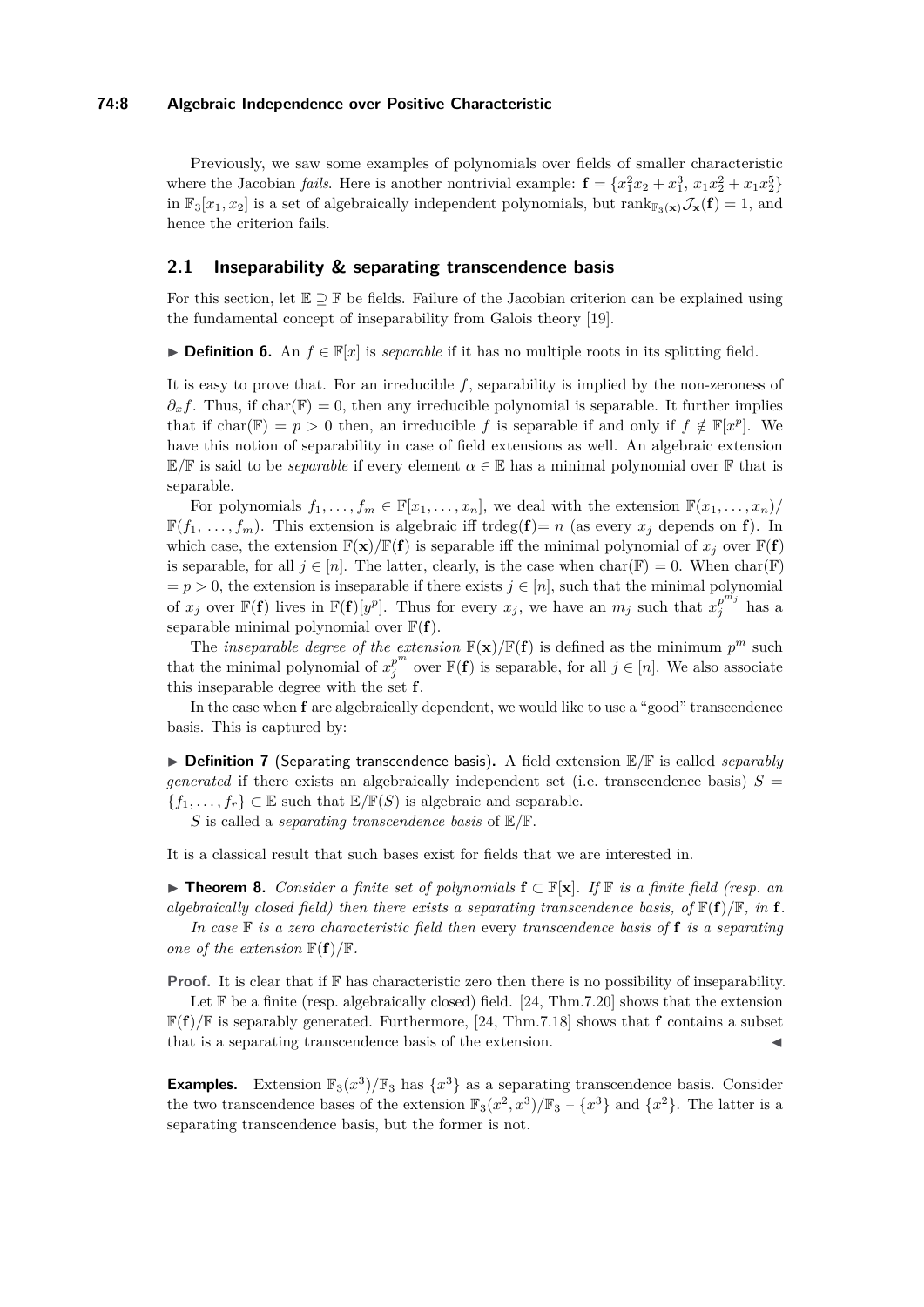Previously, we saw some examples of polynomials over fields of smaller characteristic where the Jacobian *fails*. Here is another nontrivial example: $\mathbf{f} = \{x_1^2 x_2 + x_1^3,\, x_1 x_2^2 + x_1 x_2^5\}$ in $\mathbb{F}_3[x_1, x_2]$ is a set of algebraically independent polynomials, but $\text{rank}_{\mathbb{F}_3(\mathbf{x})} \mathcal{J}_{\mathbf{x}}(\mathbf{f}) = 1$, and hence the criterion fails.

## 2.1 Inseparability & separating transcendence basis

For this section, let $\mathbb{E} \supseteq \mathbb{F}$ be fields. Failure of the Jacobian criterion can be explained using the fundamental concept of inseparability from Galois theory [19].

▶ **Definition 6.** An $f \in \mathbb{F}[x]$ is *separable* if it has no multiple roots in its splitting field.

It is easy to prove that. For an irreducible $f$, separability is implied by the non-zeroness of $\partial_x f$. Thus, if $\text{char}(\mathbb{F}) = 0$, then any irreducible polynomial is separable. It further implies that if $\text{char}(\mathbb{F}) = p > 0$ then, an irreducible $f$ is separable if and only if $f \notin \mathbb{F}[x^p]$. We have this notion of separability in case of field extensions as well. An algebraic extension $\mathbb{E}/\mathbb{F}$ is said to be *separable* if every element $\alpha \in \mathbb{E}$ has a minimal polynomial over $\mathbb{F}$ that is separable.

For polynomials $f_1, \ldots, f_m \in \mathbb{F}[x_1, \ldots, x_n]$, we deal with the extension $\mathbb{F}(x_1, \ldots, x_n)/\mathbb{F}(f_1, \ldots, f_m)$. This extension is algebraic iff trdeg($\mathbf{f}$)$= n$ (as every $x_j$ depends on $\mathbf{f}$). In which case, the extension $\mathbb{F}(\mathbf{x})/\mathbb{F}(\mathbf{f})$ is separable iff the minimal polynomial of $x_j$ over $\mathbb{F}(\mathbf{f})$ is separable, for all $j \in [n]$. The latter, clearly, is the case when $\text{char}(\mathbb{F}) = 0$. When $\text{char}(\mathbb{F}) = p > 0$, the extension is inseparable if there exists $j \in [n]$, such that the minimal polynomial of $x_j$ over $\mathbb{F}(\mathbf{f})$ lives in $\mathbb{F}(\mathbf{f})[y^p]$. Thus for every $x_j$, we have an $m_j$ such that $x_j^{p^{m_j}}$ has a separable minimal polynomial over $\mathbb{F}(\mathbf{f})$.

The *inseparable degree of the extension* $\mathbb{F}(\mathbf{x})/\mathbb{F}(\mathbf{f})$ is defined as the minimum $p^m$ such that the minimal polynomial of $x_j^{p^m}$ over $\mathbb{F}(\mathbf{f})$ is separable, for all $j \in [n]$. We also associate this inseparable degree with the set $\mathbf{f}$.

In the case when $\mathbf{f}$ are algebraically dependent, we would like to use a "good" transcendence basis. This is captured by:

▶ **Definition 7** (Separating transcendence basis)**.** A field extension $\mathbb{E}/\mathbb{F}$ is called *separably generated* if there exists an algebraically independent set (i.e. transcendence basis) $S = \{f_1, \ldots, f_r\} \subset \mathbb{E}$ such that $\mathbb{E}/\mathbb{F}(S)$ is algebraic and separable.

$S$ is called a *separating transcendence basis* of $\mathbb{E}/\mathbb{F}$.

It is a classical result that such bases exist for fields that we are interested in.

▶ **Theorem 8.** *Consider a finite set of polynomials $\mathbf{f} \subset \mathbb{F}[\mathbf{x}]$. If $\mathbb{F}$ is a finite field (resp. an algebraically closed field) then there exists a separating transcendence basis, of $\mathbb{F}(\mathbf{f})/\mathbb{F}$, in $\mathbf{f}$.*

*In case $\mathbb{F}$ is a zero characteristic field then* every *transcendence basis of $\mathbf{f}$ is a separating one of the extension $\mathbb{F}(\mathbf{f})/\mathbb{F}$.*

**Proof.** It is clear that if $\mathbb{F}$ has characteristic zero then there is no possibility of inseparability.

Let $\mathbb{F}$ be a finite (resp. algebraically closed) field. [24, Thm.7.20] shows that the extension $\mathbb{F}(\mathbf{f})/\mathbb{F}$ is separably generated. Furthermore, [24, Thm.7.18] shows that $\mathbf{f}$ contains a subset that is a separating transcendence basis of the extension. ◀

**Examples.** Extension $\mathbb{F}_3(x^3)/\mathbb{F}_3$ has $\{x^3\}$ as a separating transcendence basis. Consider the two transcendence bases of the extension $\mathbb{F}_3(x^2, x^3)/\mathbb{F}_3$ – $\{x^3\}$ and $\{x^2\}$. The latter is a separating transcendence basis, but the former is not.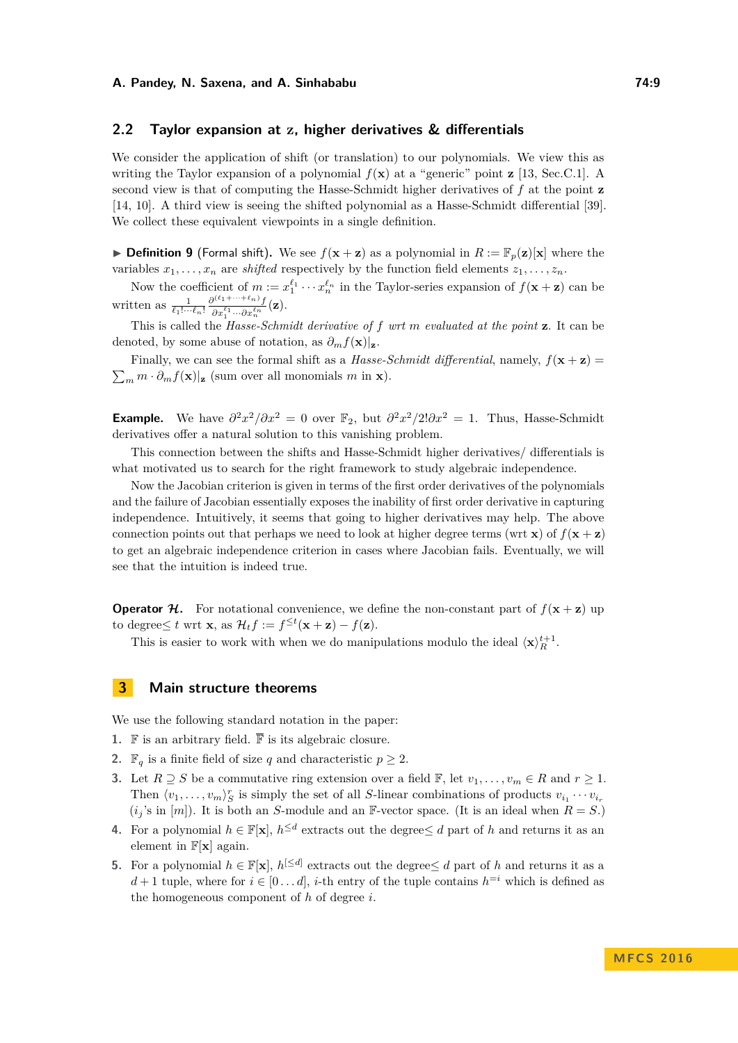## 2.2 Taylor expansion at $\mathbf{z}$, higher derivatives & differentials

We consider the application of shift (or translation) to our polynomials. We view this as writing the Taylor expansion of a polynomial $f(\mathbf{x})$ at a "generic" point $\mathbf{z}$ [13, Sec.C.1]. A second view is that of computing the Hasse-Schmidt higher derivatives of $f$ at the point $\mathbf{z}$ [14, 10]. A third view is seeing the shifted polynomial as a Hasse-Schmidt differential [39]. We collect these equivalent viewpoints in a single definition.

▶ **Definition 9** (Formal shift)**.** We see $f(\mathbf{x}+\mathbf{z})$ as a polynomial in $R := \mathbb{F}_p(\mathbf{z})[\mathbf{x}]$ where the variables $x_1, \ldots, x_n$ are *shifted* respectively by the function field elements $z_1, \ldots, z_n$.

Now the coefficient of $m := x_1^{\ell_1} \cdots x_n^{\ell_n}$ in the Taylor-series expansion of $f(\mathbf{x}+\mathbf{z})$ can be written as $\frac{1}{\ell_1! \cdots \ell_n!} \frac{\partial^{(\ell_1+\cdots+\ell_n)} f}{\partial x_1^{\ell_1} \cdots \partial x_n^{\ell_n}}(\mathbf{z})$.

This is called the *Hasse-Schmidt derivative of $f$ wrt $m$ evaluated at the point* $\mathbf{z}$. It can be denoted, by some abuse of notation, as $\partial_m f(\mathbf{x})|_{\mathbf{z}}$.

Finally, we can see the formal shift as a *Hasse-Schmidt differential*, namely, $f(\mathbf{x}+\mathbf{z}) = \sum_m m \cdot \partial_m f(\mathbf{x})|_{\mathbf{z}}$ (sum over all monomials $m$ in $\mathbf{x}$).

**Example.** We have $\partial^2 x^2/\partial x^2 = 0$ over $\mathbb{F}_2$, but $\partial^2 x^2/2!\partial x^2 = 1$. Thus, Hasse-Schmidt derivatives offer a natural solution to this vanishing problem.

This connection between the shifts and Hasse-Schmidt higher derivatives/ differentials is what motivated us to search for the right framework to study algebraic independence.

Now the Jacobian criterion is given in terms of the first order derivatives of the polynomials and the failure of Jacobian essentially exposes the inability of first order derivative in capturing independence. Intuitively, it seems that going to higher derivatives may help. The above connection points out that perhaps we need to look at higher degree terms (wrt $\mathbf{x}$) of $f(\mathbf{x}+\mathbf{z})$ to get an algebraic independence criterion in cases where Jacobian fails. Eventually, we will see that the intuition is indeed true.

**Operator $\mathcal{H}$.** For notational convenience, we define the non-constant part of $f(\mathbf{x}+\mathbf{z})$ up to degree$\le t$ wrt $\mathbf{x}$, as $\mathcal{H}_t f := f^{\le t}(\mathbf{x}+\mathbf{z}) - f(\mathbf{z})$.

This is easier to work with when we do manipulations modulo the ideal $\langle \mathbf{x} \rangle_R^{t+1}$.

# 3 Main structure theorems

We use the following standard notation in the paper:

1. $\mathbb{F}$ is an arbitrary field. $\overline{\mathbb{F}}$ is its algebraic closure.
2. $\mathbb{F}_q$ is a finite field of size $q$ and characteristic $p \ge 2$.
3. Let $R \supseteq S$ be a commutative ring extension over a field $\mathbb{F}$, let $v_1, \ldots, v_m \in R$ and $r \ge 1$. Then $\langle v_1, \ldots, v_m \rangle_S^r$ is simply the set of all $S$-linear combinations of products $v_{i_1} \cdots v_{i_r}$ ($i_j$'s in $[m]$). It is both an $S$-module and an $\mathbb{F}$-vector space. (It is an ideal when $R = S$.)
4. For a polynomial $h \in \mathbb{F}[\mathbf{x}]$, $h^{\le d}$ extracts out the degree$\le d$ part of $h$ and returns it as an element in $\mathbb{F}[\mathbf{x}]$ again.
5. For a polynomial $h \in \mathbb{F}[\mathbf{x}]$, $h^{[\le d]}$ extracts out the degree$\le d$ part of $h$ and returns it as a $d+1$ tuple, where for $i \in [0 \ldots d]$, $i$-th entry of the tuple contains $h^{=i}$ which is defined as the homogeneous component of $h$ of degree $i$.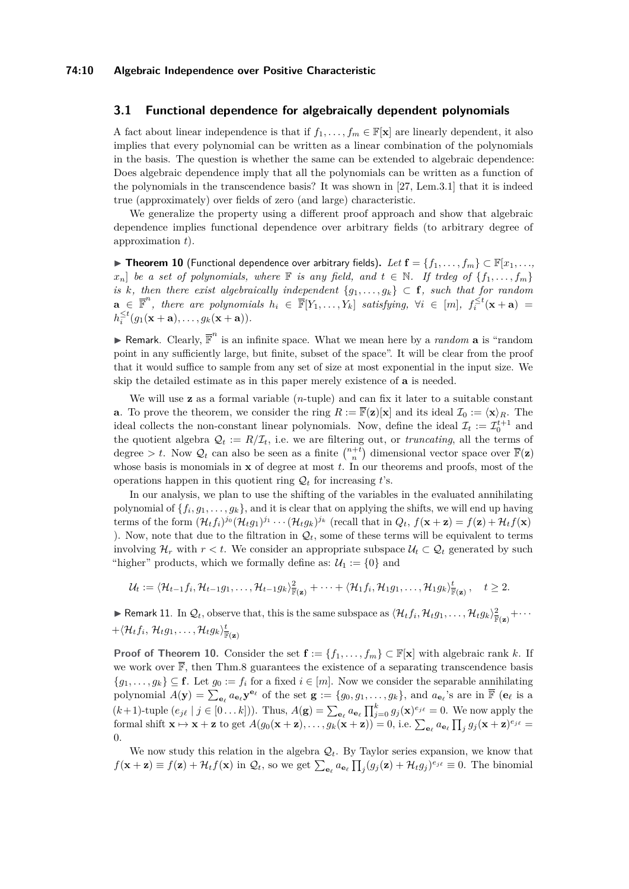## 3.1 Functional dependence for algebraically dependent polynomials

A fact about linear independence is that if $f_1, \ldots, f_m \in \mathbb{F}[\mathbf{x}]$ are linearly dependent, it also implies that every polynomial can be written as a linear combination of the polynomials in the basis. The question is whether the same can be extended to algebraic dependence: Does algebraic dependence imply that all the polynomials can be written as a function of the polynomials in the transcendence basis? It was shown in [27, Lem.3.1] that it is indeed true (approximately) over fields of zero (and large) characteristic.

We generalize the property using a different proof approach and show that algebraic dependence implies functional dependence over arbitrary fields (to arbitrary degree of approximation $t$).

▶ **Theorem 10** (Functional dependence over arbitrary fields). *Let $\mathbf{f} = \{f_1, \ldots, f_m\} \subset \mathbb{F}[x_1, \ldots, x_n]$ be a set of polynomials, where $\mathbb{F}$ is any field, and $t \in \mathbb{N}$. If trdeg of $\{f_1, \ldots, f_m\}$ is $k$, then there exist algebraically independent $\{g_1, \ldots, g_k\} \subset \mathbf{f}$, such that for random $\mathbf{a} \in \overline{\mathbb{F}}^n$, there are polynomials $h_i \in \overline{\mathbb{F}}[Y_1, \ldots, Y_k]$ satisfying, $\forall i \in [m]$, $f_i^{\leq t}(\mathbf{x} + \mathbf{a}) = h_i^{\leq t}(g_1(\mathbf{x} + \mathbf{a}), \ldots, g_k(\mathbf{x} + \mathbf{a}))$.*

▶ Remark. Clearly, $\overline{\mathbb{F}}^n$ is an infinite space. What we mean here by a *random* $\mathbf{a}$ is "random point in any sufficiently large, but finite, subset of the space". It will be clear from the proof that it would suffice to sample from any set of size at most exponential in the input size. We skip the detailed estimate as in this paper merely existence of $\mathbf{a}$ is needed.

We will use $\mathbf{z}$ as a formal variable ($n$-tuple) and can fix it later to a suitable constant $\mathbf{a}$. To prove the theorem, we consider the ring $R := \overline{\mathbb{F}}(\mathbf{z})[\mathbf{x}]$ and its ideal $\mathcal{I}_0 := \langle \mathbf{x} \rangle_R$. The ideal collects the non-constant linear polynomials. Now, define the ideal $\mathcal{I}_t := \mathcal{I}_0^{t+1}$ and the quotient algebra $\mathcal{Q}_t := R/\mathcal{I}_t$, i.e. we are filtering out, or *truncating*, all the terms of degree $> t$. Now $\mathcal{Q}_t$ can also be seen as a finite $\binom{n+t}{n}$ dimensional vector space over $\overline{\mathbb{F}}(\mathbf{z})$ whose basis is monomials in $\mathbf{x}$ of degree at most $t$. In our theorems and proofs, most of the operations happen in this quotient ring $\mathcal{Q}_t$ for increasing $t$'s.

In our analysis, we plan to use the shifting of the variables in the evaluated annihilating polynomial of $\{f_i, g_1, \ldots, g_k\}$, and it is clear that on applying the shifts, we will end up having terms of the form $(\mathcal{H}_t f_i)^{j_0} (\mathcal{H}_t g_1)^{j_1} \cdots (\mathcal{H}_t g_k)^{j_k}$ (recall that in $Q_t$, $f(\mathbf{x} + \mathbf{z}) = f(\mathbf{z}) + \mathcal{H}_t f(\mathbf{x})$ ). Now, note that due to the filtration in $\mathcal{Q}_t$, some of these terms will be equivalent to terms involving $\mathcal{H}_r$ with $r < t$. We consider an appropriate subspace $\mathcal{U}_t \subset \mathcal{Q}_t$ generated by such "higher" products, which we formally define as: $\mathcal{U}_1 := \{0\}$ and

$$\mathcal{U}_t := \langle \mathcal{H}_{t-1} f_i, \mathcal{H}_{t-1} g_1, \ldots, \mathcal{H}_{t-1} g_k \rangle^2_{\overline{\mathbb{F}}(\mathbf{z})} + \cdots + \langle \mathcal{H}_1 f_i, \mathcal{H}_1 g_1, \ldots, \mathcal{H}_1 g_k \rangle^t_{\overline{\mathbb{F}}(\mathbf{z})}, \quad t \geq 2.$$

▶ Remark 11. In $\mathcal{Q}_t$, observe that, this is the same subspace as $\langle \mathcal{H}_t f_i, \mathcal{H}_t g_1, \ldots, \mathcal{H}_t g_k \rangle^2_{\overline{\mathbb{F}}(\mathbf{z})} + \cdots + \langle \mathcal{H}_t f_i, \mathcal{H}_t g_1, \ldots, \mathcal{H}_t g_k \rangle^t_{\overline{\mathbb{F}}(\mathbf{z})}$

**Proof of Theorem 10.** Consider the set $\mathbf{f} := \{f_1, \ldots, f_m\} \subset \mathbb{F}[\mathbf{x}]$ with algebraic rank $k$. If we work over $\overline{\mathbb{F}}$, then Thm.8 guarantees the existence of a separating transcendence basis $\{g_1, \ldots, g_k\} \subseteq \mathbf{f}$. Let $g_0 := f_i$ for a fixed $i \in [m]$. Now we consider the separable annihilating polynomial $A(\mathbf{y}) = \sum_{\mathbf{e}_\ell} a_{\mathbf{e}_\ell} \mathbf{y}^{\mathbf{e}_\ell}$ of the set $\mathbf{g} := \{g_0, g_1, \ldots, g_k\}$, and $a_{\mathbf{e}_\ell}$'s are in $\overline{\mathbb{F}}$ ($\mathbf{e}_\ell$ is a $(k+1)$-tuple $(e_{j\ell} \mid j \in [0 \ldots k])$). Thus, $A(\mathbf{g}) = \sum_{\mathbf{e}_\ell} a_{\mathbf{e}_\ell} \prod_{j=0}^{k} g_j(\mathbf{x})^{e_{j\ell}} = 0$. We now apply the formal shift $\mathbf{x} \mapsto \mathbf{x} + \mathbf{z}$ to get $A(g_0(\mathbf{x} + \mathbf{z}), \ldots, g_k(\mathbf{x} + \mathbf{z})) = 0$, i.e. $\sum_{\mathbf{e}_\ell} a_{\mathbf{e}_\ell} \prod_j g_j(\mathbf{x} + \mathbf{z})^{e_{j\ell}} = 0$.

We now study this relation in the algebra $\mathcal{Q}_t$. By Taylor series expansion, we know that $f(\mathbf{x} + \mathbf{z}) \equiv f(\mathbf{z}) + \mathcal{H}_t f(\mathbf{x})$ in $\mathcal{Q}_t$, so we get $\sum_{\mathbf{e}_\ell} a_{\mathbf{e}_\ell} \prod_j (g_j(\mathbf{z}) + \mathcal{H}_t g_j)^{e_{j\ell}} \equiv 0$. The binomial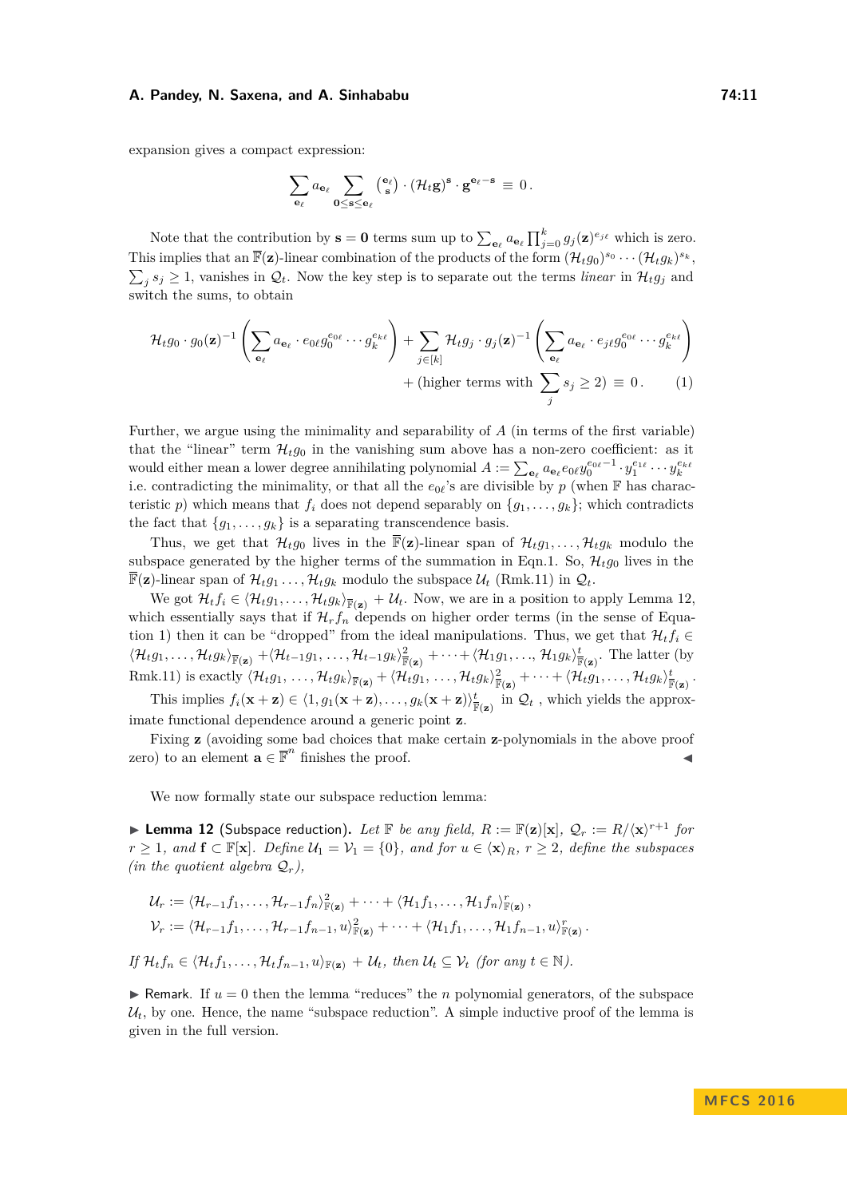expansion gives a compact expression:

$$\sum_{\mathbf{e}_\ell} a_{\mathbf{e}_\ell} \sum_{\mathbf{0}\le\mathbf{s}\le\mathbf{e}_\ell} \binom{\mathbf{e}_\ell}{\mathbf{s}} \cdot (\mathcal{H}_t\mathbf{g})^{\mathbf{s}} \cdot \mathbf{g}^{\mathbf{e}_\ell - \mathbf{s}} \equiv 0\,.$$

Note that the contribution by $\mathbf{s} = \mathbf{0}$ terms sum up to $\sum_{\mathbf{e}_\ell} a_{\mathbf{e}_\ell} \prod_{j=0}^{k} g_j(\mathbf{z})^{e_{j\ell}}$ which is zero. This implies that an $\overline{\mathbb{F}}(\mathbf{z})$-linear combination of the products of the form $(\mathcal{H}_t g_0)^{s_0} \cdots (\mathcal{H}_t g_k)^{s_k}$, $\sum_j s_j \ge 1$, vanishes in $\mathcal{Q}_t$. Now the key step is to separate out the terms *linear* in $\mathcal{H}_t g_j$ and switch the sums, to obtain

$$\mathcal{H}_t g_0 \cdot g_0(\mathbf{z})^{-1} \left( \sum_{\mathbf{e}_\ell} a_{\mathbf{e}_\ell} \cdot e_{0\ell} g_0^{e_{0\ell}} \cdots g_k^{e_{k\ell}} \right) + \sum_{j\in[k]} \mathcal{H}_t g_j \cdot g_j(\mathbf{z})^{-1} \left( \sum_{\mathbf{e}_\ell} a_{\mathbf{e}_\ell} \cdot e_{j\ell} g_0^{e_{0\ell}} \cdots g_k^{e_{k\ell}} \right)$$
$$+ \text{(higher terms with } \sum_j s_j \ge 2) \equiv 0\,. \qquad (1)$$

Further, we argue using the minimality and separability of $A$ (in terms of the first variable) that the "linear" term $\mathcal{H}_t g_0$ in the vanishing sum above has a non-zero coefficient: as it would either mean a lower degree annihilating polynomial $A := \sum_{\mathbf{e}_\ell} a_{\mathbf{e}_\ell} e_{0\ell} y_0^{e_{0\ell}-1} \cdot y_1^{e_{1\ell}} \cdots y_k^{e_{k\ell}}$ i.e. contradicting the minimality, or that all the $e_{0\ell}$'s are divisible by $p$ (when $\mathbb{F}$ has characteristic $p$) which means that $f_i$ does not depend separably on $\{g_1, \ldots, g_k\}$; which contradicts the fact that $\{g_1, \ldots, g_k\}$ is a separating transcendence basis.

Thus, we get that $\mathcal{H}_t g_0$ lives in the $\overline{\mathbb{F}}(\mathbf{z})$-linear span of $\mathcal{H}_t g_1, \ldots, \mathcal{H}_t g_k$ modulo the subspace generated by the higher terms of the summation in Eqn.1. So, $\mathcal{H}_t g_0$ lives in the $\overline{\mathbb{F}}(\mathbf{z})$-linear span of $\mathcal{H}_t g_1 \ldots, \mathcal{H}_t g_k$ modulo the subspace $\mathcal{U}_t$ (Rmk.11) in $\mathcal{Q}_t$.

We got $\mathcal{H}_t f_i \in \langle \mathcal{H}_t g_1, \ldots, \mathcal{H}_t g_k \rangle_{\overline{\mathbb{F}}(\mathbf{z})} + \mathcal{U}_t$. Now, we are in a position to apply Lemma 12, which essentially says that if $\mathcal{H}_r f_n$ depends on higher order terms (in the sense of Equation 1) then it can be "dropped" from the ideal manipulations. Thus, we get that $\mathcal{H}_t f_i \in \langle \mathcal{H}_t g_1, \ldots, \mathcal{H}_t g_k \rangle_{\overline{\mathbb{F}}(\mathbf{z})} + \langle \mathcal{H}_{t-1} g_1, \ldots, \mathcal{H}_{t-1} g_k \rangle^2_{\overline{\mathbb{F}}(\mathbf{z})} + \cdots + \langle \mathcal{H}_1 g_1, \ldots, \mathcal{H}_1 g_k \rangle^t_{\overline{\mathbb{F}}(\mathbf{z})}$. The latter (by Rmk.11) is exactly $\langle \mathcal{H}_t g_1, \ldots, \mathcal{H}_t g_k \rangle_{\overline{\mathbb{F}}(\mathbf{z})} + \langle \mathcal{H}_t g_1, \ldots, \mathcal{H}_t g_k \rangle^2_{\overline{\mathbb{F}}(\mathbf{z})} + \cdots + \langle \mathcal{H}_t g_1, \ldots, \mathcal{H}_t g_k \rangle^t_{\overline{\mathbb{F}}(\mathbf{z})}$.

This implies $f_i(\mathbf{x}+\mathbf{z}) \in \langle 1, g_1(\mathbf{x}+\mathbf{z}), \ldots, g_k(\mathbf{x}+\mathbf{z}) \rangle^t_{\overline{\mathbb{F}}(\mathbf{z})}$ in $\mathcal{Q}_t$ , which yields the approximate functional dependence around a generic point $\mathbf{z}$.

Fixing $\mathbf{z}$ (avoiding some bad choices that make certain $\mathbf{z}$-polynomials in the above proof zero) to an element $\mathbf{a} \in \overline{\mathbb{F}}^n$ finishes the proof. ◀

We now formally state our subspace reduction lemma:

▶ **Lemma 12** (Subspace reduction). *Let $\mathbb{F}$ be any field, $R := \mathbb{F}(\mathbf{z})[\mathbf{x}]$, $\mathcal{Q}_r := R/\langle \mathbf{x} \rangle^{r+1}$ for $r \ge 1$, and $\mathbf{f} \subset \mathbb{F}[\mathbf{x}]$. Define $\mathcal{U}_1 = \mathcal{V}_1 = \{0\}$, and for $u \in \langle \mathbf{x} \rangle_R$, $r \ge 2$, define the subspaces (in the quotient algebra $\mathcal{Q}_r$),*

$$\mathcal{U}_r := \langle \mathcal{H}_{r-1} f_1, \ldots, \mathcal{H}_{r-1} f_n \rangle^2_{\mathbb{F}(\mathbf{z})} + \cdots + \langle \mathcal{H}_1 f_1, \ldots, \mathcal{H}_1 f_n \rangle^r_{\mathbb{F}(\mathbf{z})}\,,$$
$$\mathcal{V}_r := \langle \mathcal{H}_{r-1} f_1, \ldots, \mathcal{H}_{r-1} f_{n-1}, u \rangle^2_{\mathbb{F}(\mathbf{z})} + \cdots + \langle \mathcal{H}_1 f_1, \ldots, \mathcal{H}_1 f_{n-1}, u \rangle^r_{\mathbb{F}(\mathbf{z})}\,.$$

*If $\mathcal{H}_t f_n \in \langle \mathcal{H}_t f_1, \ldots, \mathcal{H}_t f_{n-1}, u \rangle_{\mathbb{F}(\mathbf{z})} + \mathcal{U}_t$, then $\mathcal{U}_t \subseteq \mathcal{V}_t$ (for any $t \in \mathbb{N}$).*

▶ Remark. If $u = 0$ then the lemma "reduces" the $n$ polynomial generators, of the subspace $\mathcal{U}_t$, by one. Hence, the name "subspace reduction". A simple inductive proof of the lemma is given in the full version.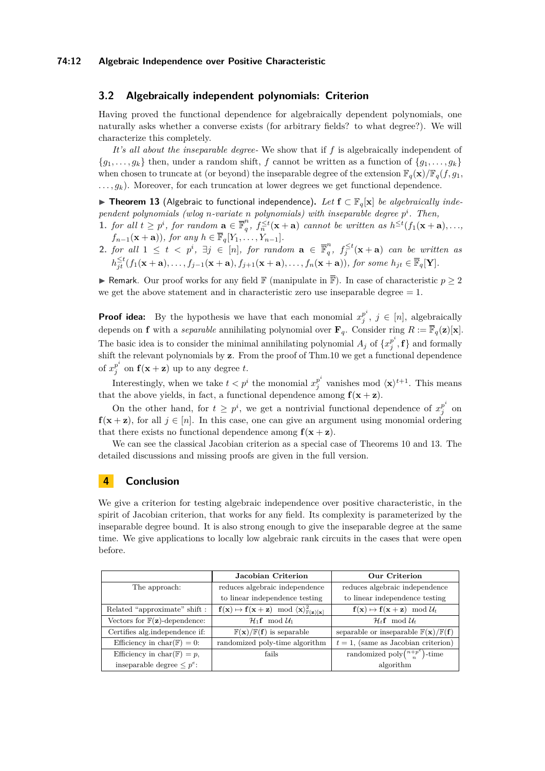## 3.2 Algebraically independent polynomials: Criterion

Having proved the functional dependence for algebraically dependent polynomials, one naturally asks whether a converse exists (for arbitrary fields? to what degree?). We will characterize this completely.

*It's all about the inseparable degree-* We show that if $f$ is algebraically independent of $\{g_1,\ldots,g_k\}$ then, under a random shift, $f$ cannot be written as a function of $\{g_1,\ldots,g_k\}$ when chosen to truncate at (or beyond) the inseparable degree of the extension $\mathbb{F}_q(\mathbf{x})/\mathbb{F}_q(f,g_1,\ldots,g_k)$. Moreover, for each truncation at lower degrees we get functional dependence.

▶ **Theorem 13** (Algebraic to functional independence). *Let $\mathbf{f} \subset \mathbb{F}_q[\mathbf{x}]$ be algebraically independent polynomials (wlog $n$-variate $n$ polynomials) with inseparable degree $p^i$. Then,*

1. *for all $t \geq p^i$, for random $\mathbf{a} \in \overline{\mathbb{F}}_q^n$, $f_n^{\leq t}(\mathbf{x}+\mathbf{a})$ cannot be written as $h^{\leq t}(f_1(\mathbf{x}+\mathbf{a}),\ldots,f_{n-1}(\mathbf{x}+\mathbf{a}))$, for any $h \in \overline{\mathbb{F}}_q[Y_1,\ldots,Y_{n-1}]$.*
2. *for all $1 \leq t < p^i$, $\exists j \in [n]$, for random $\mathbf{a} \in \overline{\mathbb{F}}_q^n$, $f_j^{\leq t}(\mathbf{x}+\mathbf{a})$ can be written as $h_{jt}^{\leq t}(f_1(\mathbf{x}+\mathbf{a}),\ldots,f_{j-1}(\mathbf{x}+\mathbf{a}),f_{j+1}(\mathbf{x}+\mathbf{a}),\ldots,f_n(\mathbf{x}+\mathbf{a}))$, for some $h_{jt} \in \overline{\mathbb{F}}_q[\mathbf{Y}]$.*

▶ Remark. Our proof works for any field $\mathbb{F}$ (manipulate in $\overline{\mathbb{F}}$). In case of characteristic $p \geq 2$ we get the above statement and in characteristic zero use inseparable degree $= 1$.

**Proof idea:** By the hypothesis we have that each monomial $x_j^{p^i}$, $j \in [n]$, algebraically depends on $\mathbf{f}$ with a *separable* annihilating polynomial over $\mathbf{F}_q$. Consider ring $R := \overline{\mathbb{F}}_q(\mathbf{z})[\mathbf{x}]$. The basic idea is to consider the minimal annihilating polynomial $A_j$ of $\{x_j^{p^i},\mathbf{f}\}$ and formally shift the relevant polynomials by $\mathbf{z}$. From the proof of Thm.10 we get a functional dependence of $x_j^{p^i}$ on $\mathbf{f}(\mathbf{x}+\mathbf{z})$ up to any degree $t$.

Interestingly, when we take $t < p^i$ the monomial $x_j^{p^i}$ vanishes mod $\langle\mathbf{x}\rangle^{t+1}$. This means that the above yields, in fact, a functional dependence among $\mathbf{f}(\mathbf{x}+\mathbf{z})$.

On the other hand, for $t \geq p^i$, we get a nontrivial functional dependence of $x_j^{p^i}$ on $\mathbf{f}(\mathbf{x}+\mathbf{z})$, for all $j \in [n]$. In this case, one can give an argument using monomial ordering that there exists no functional dependence among $\mathbf{f}(\mathbf{x}+\mathbf{z})$.

We can see the classical Jacobian criterion as a special case of Theorems 10 and 13. The detailed discussions and missing proofs are given in the full version.

# 4 Conclusion

We give a criterion for testing algebraic independence over positive characteristic, in the spirit of Jacobian criterion, that works for any field. Its complexity is parameterized by the inseparable degree bound. It is also strong enough to give the inseparable degree at the same time. We give applications to locally low algebraic rank circuits in the cases that were open before.

| | Jacobian Criterion | Our Criterion |
|---|---|---|
| The approach: | reduces algebraic independence to linear independence testing | reduces algebraic independence to linear independence testing |
| Related "approximate" shift : | $\mathbf{f}(\mathbf{x}) \mapsto \mathbf{f}(\mathbf{x}+\mathbf{z}) \mod \langle\mathbf{x}\rangle^2_{\mathbb{F}(\mathbf{z})[\mathbf{x}]}$ | $\mathbf{f}(\mathbf{x}) \mapsto \mathbf{f}(\mathbf{x}+\mathbf{z}) \mod \mathcal{U}_t$ |
| Vectors for $\mathbb{F}(\mathbf{z})$-dependence: | $\mathcal{H}_1\mathbf{f} \mod \mathcal{U}_1$ | $\mathcal{H}_t\mathbf{f} \mod \mathcal{U}_t$ |
| Certifies alg.independence if: | $\mathbb{F}(\mathbf{x})/\mathbb{F}(\mathbf{f})$ is separable | separable or inseparable $\mathbb{F}(\mathbf{x})/\mathbb{F}(\mathbf{f})$ |
| Efficiency in $\mathrm{char}(\mathbb{F})=0$: | randomized poly-time algorithm | $t=1$, (same as Jacobian criterion) |
| Efficiency in $\mathrm{char}(\mathbb{F})=p$, inseparable degree $\leq p^e$: | fails | randomized poly$\binom{n+p^e}{n}$-time algorithm |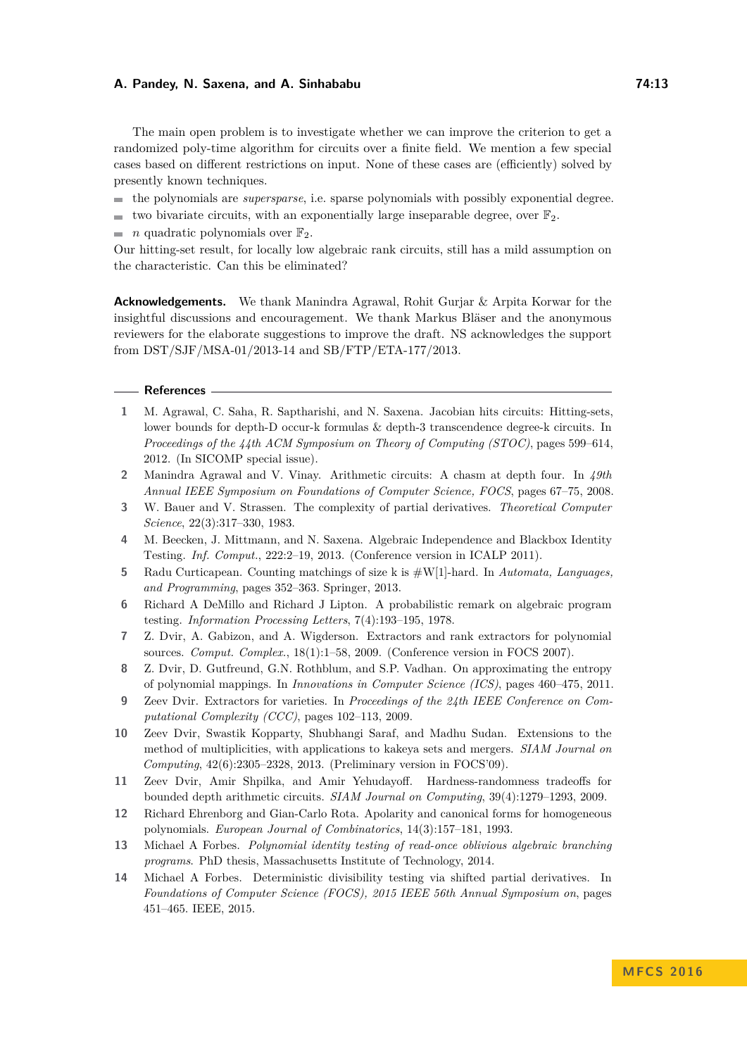The main open problem is to investigate whether we can improve the criterion to get a randomized poly-time algorithm for circuits over a finite field. We mention a few special cases based on different restrictions on input. None of these cases are (efficiently) solved by presently known techniques.

- the polynomials are *supersparse*, i.e. sparse polynomials with possibly exponential degree.
- two bivariate circuits, with an exponentially large inseparable degree, over $\mathbb{F}_2$.
- $n$ quadratic polynomials over $\mathbb{F}_2$.

Our hitting-set result, for locally low algebraic rank circuits, still has a mild assumption on the characteristic. Can this be eliminated?

**Acknowledgements.** We thank Manindra Agrawal, Rohit Gurjar & Arpita Korwar for the insightful discussions and encouragement. We thank Markus Bläser and the anonymous reviewers for the elaborate suggestions to improve the draft. NS acknowledges the support from DST/SJF/MSA-01/2013-14 and SB/FTP/ETA-177/2013.

## References

1. M. Agrawal, C. Saha, R. Saptharishi, and N. Saxena. Jacobian hits circuits: Hitting-sets, lower bounds for depth-D occur-k formulas & depth-3 transcendence degree-k circuits. In *Proceedings of the 44th ACM Symposium on Theory of Computing (STOC)*, pages 599–614, 2012. (In SICOMP special issue).
2. Manindra Agrawal and V. Vinay. Arithmetic circuits: A chasm at depth four. In *49th Annual IEEE Symposium on Foundations of Computer Science, FOCS*, pages 67–75, 2008.
3. W. Bauer and V. Strassen. The complexity of partial derivatives. *Theoretical Computer Science*, 22(3):317–330, 1983.
4. M. Beecken, J. Mittmann, and N. Saxena. Algebraic Independence and Blackbox Identity Testing. *Inf. Comput.*, 222:2–19, 2013. (Conference version in ICALP 2011).
5. Radu Curticapean. Counting matchings of size k is #W[1]-hard. In *Automata, Languages, and Programming*, pages 352–363. Springer, 2013.
6. Richard A DeMillo and Richard J Lipton. A probabilistic remark on algebraic program testing. *Information Processing Letters*, 7(4):193–195, 1978.
7. Z. Dvir, A. Gabizon, and A. Wigderson. Extractors and rank extractors for polynomial sources. *Comput. Complex.*, 18(1):1–58, 2009. (Conference version in FOCS 2007).
8. Z. Dvir, D. Gutfreund, G.N. Rothblum, and S.P. Vadhan. On approximating the entropy of polynomial mappings. In *Innovations in Computer Science (ICS)*, pages 460–475, 2011.
9. Zeev Dvir. Extractors for varieties. In *Proceedings of the 24th IEEE Conference on Computational Complexity (CCC)*, pages 102–113, 2009.
10. Zeev Dvir, Swastik Kopparty, Shubhangi Saraf, and Madhu Sudan. Extensions to the method of multiplicities, with applications to kakeya sets and mergers. *SIAM Journal on Computing*, 42(6):2305–2328, 2013. (Preliminary version in FOCS'09).
11. Zeev Dvir, Amir Shpilka, and Amir Yehudayoff. Hardness-randomness tradeoffs for bounded depth arithmetic circuits. *SIAM Journal on Computing*, 39(4):1279–1293, 2009.
12. Richard Ehrenborg and Gian-Carlo Rota. Apolarity and canonical forms for homogeneous polynomials. *European Journal of Combinatorics*, 14(3):157–181, 1993.
13. Michael A Forbes. *Polynomial identity testing of read-once oblivious algebraic branching programs*. PhD thesis, Massachusetts Institute of Technology, 2014.
14. Michael A Forbes. Deterministic divisibility testing via shifted partial derivatives. In *Foundations of Computer Science (FOCS), 2015 IEEE 56th Annual Symposium on*, pages 451–465. IEEE, 2015.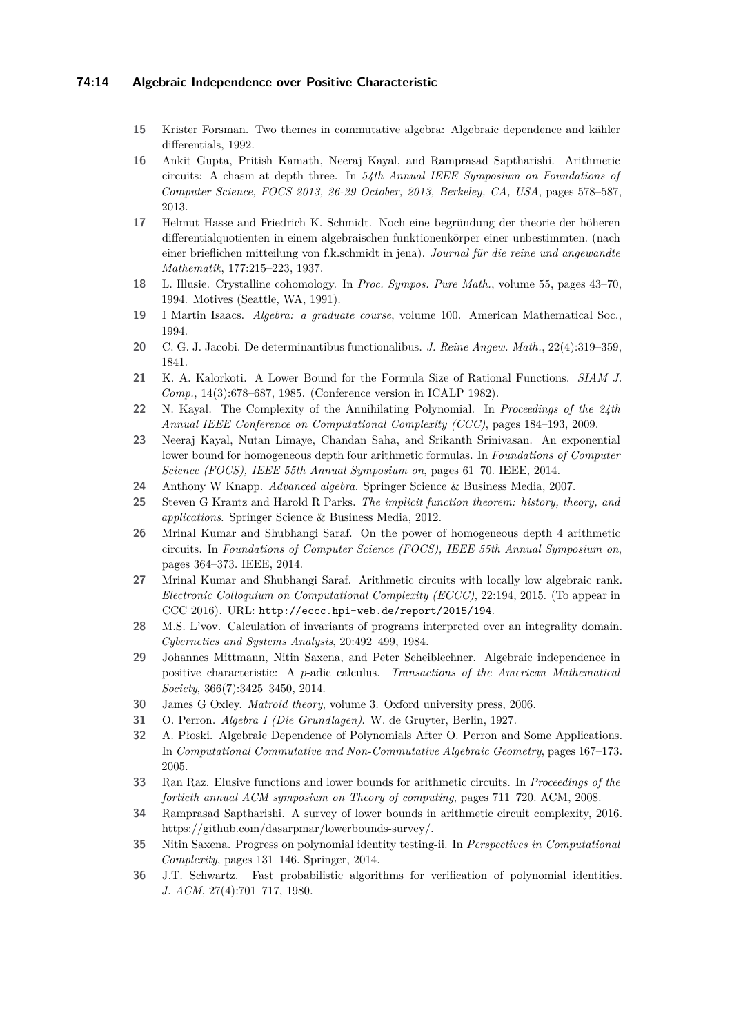15. Krister Forsman. Two themes in commutative algebra: Algebraic dependence and kähler differentials, 1992.
16. Ankit Gupta, Pritish Kamath, Neeraj Kayal, and Ramprasad Saptharishi. Arithmetic circuits: A chasm at depth three. In *54th Annual IEEE Symposium on Foundations of Computer Science, FOCS 2013, 26-29 October, 2013, Berkeley, CA, USA*, pages 578–587, 2013.
17. Helmut Hasse and Friedrich K. Schmidt. Noch eine begründung der theorie der höheren differentialquotienten in einem algebraischen funktionenkörper einer unbestimmten. (nach einer brieflichen mitteilung von f.k.schmidt in jena). *Journal für die reine und angewandte Mathematik*, 177:215–223, 1937.
18. L. Illusie. Crystalline cohomology. In *Proc. Sympos. Pure Math.*, volume 55, pages 43–70, 1994. Motives (Seattle, WA, 1991).
19. I Martin Isaacs. *Algebra: a graduate course*, volume 100. American Mathematical Soc., 1994.
20. C. G. J. Jacobi. De determinantibus functionalibus. *J. Reine Angew. Math.*, 22(4):319–359, 1841.
21. K. A. Kalorkoti. A Lower Bound for the Formula Size of Rational Functions. *SIAM J. Comp.*, 14(3):678–687, 1985. (Conference version in ICALP 1982).
22. N. Kayal. The Complexity of the Annihilating Polynomial. In *Proceedings of the 24th Annual IEEE Conference on Computational Complexity (CCC)*, pages 184–193, 2009.
23. Neeraj Kayal, Nutan Limaye, Chandan Saha, and Srikanth Srinivasan. An exponential lower bound for homogeneous depth four arithmetic formulas. In *Foundations of Computer Science (FOCS), IEEE 55th Annual Symposium on*, pages 61–70. IEEE, 2014.
24. Anthony W Knapp. *Advanced algebra*. Springer Science & Business Media, 2007.
25. Steven G Krantz and Harold R Parks. *The implicit function theorem: history, theory, and applications*. Springer Science & Business Media, 2012.
26. Mrinal Kumar and Shubhangi Saraf. On the power of homogeneous depth 4 arithmetic circuits. In *Foundations of Computer Science (FOCS), IEEE 55th Annual Symposium on*, pages 364–373. IEEE, 2014.
27. Mrinal Kumar and Shubhangi Saraf. Arithmetic circuits with locally low algebraic rank. *Electronic Colloquium on Computational Complexity (ECCC)*, 22:194, 2015. (To appear in CCC 2016). URL: http://eccc.hpi-web.de/report/2015/194.
28. M.S. L'vov. Calculation of invariants of programs interpreted over an integrality domain. *Cybernetics and Systems Analysis*, 20:492–499, 1984.
29. Johannes Mittmann, Nitin Saxena, and Peter Scheiblechner. Algebraic independence in positive characteristic: A $p$-adic calculus. *Transactions of the American Mathematical Society*, 366(7):3425–3450, 2014.
30. James G Oxley. *Matroid theory*, volume 3. Oxford university press, 2006.
31. O. Perron. *Algebra I (Die Grundlagen)*. W. de Gruyter, Berlin, 1927.
32. A. Płoski. Algebraic Dependence of Polynomials After O. Perron and Some Applications. In *Computational Commutative and Non-Commutative Algebraic Geometry*, pages 167–173. 2005.
33. Ran Raz. Elusive functions and lower bounds for arithmetic circuits. In *Proceedings of the fortieth annual ACM symposium on Theory of computing*, pages 711–720. ACM, 2008.
34. Ramprasad Saptharishi. A survey of lower bounds in arithmetic circuit complexity, 2016. https://github.com/dasarpmar/lowerbounds-survey/.
35. Nitin Saxena. Progress on polynomial identity testing-ii. In *Perspectives in Computational Complexity*, pages 131–146. Springer, 2014.
36. J.T. Schwartz. Fast probabilistic algorithms for verification of polynomial identities. *J. ACM*, 27(4):701–717, 1980.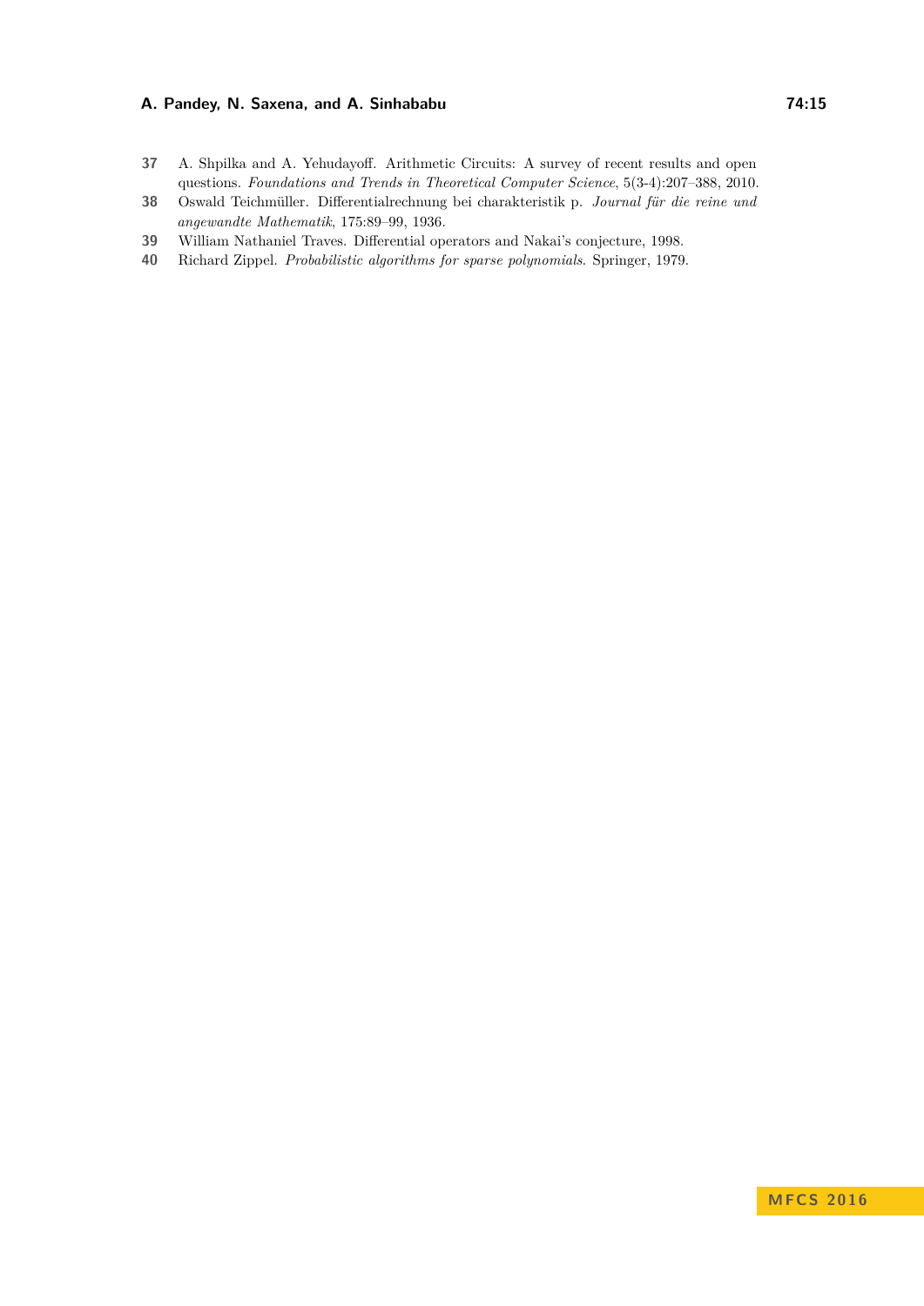37 A. Shpilka and A. Yehudayoff. Arithmetic Circuits: A survey of recent results and open questions. *Foundations and Trends in Theoretical Computer Science*, 5(3-4):207–388, 2010.

38 Oswald Teichmüller. Differentialrechnung bei charakteristik p. *Journal für die reine und angewandte Mathematik*, 175:89–99, 1936.

39 William Nathaniel Traves. Differential operators and Nakai's conjecture, 1998.

40 Richard Zippel. *Probabilistic algorithms for sparse polynomials*. Springer, 1979.